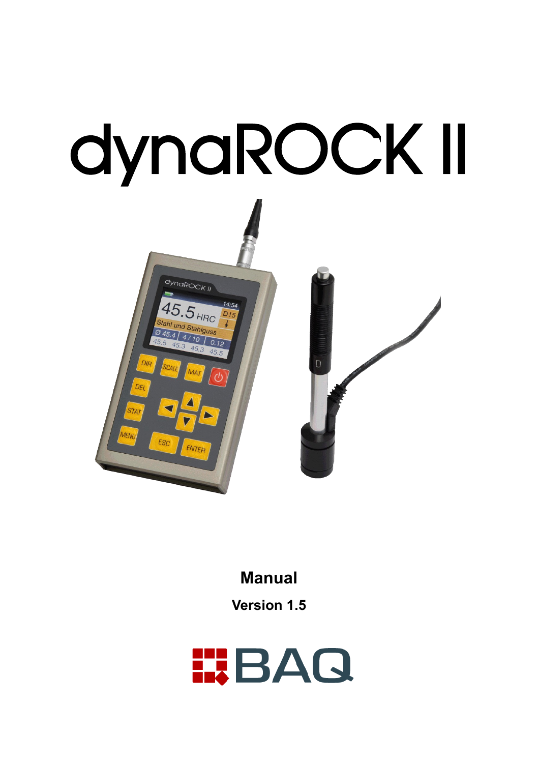# dynaROCK II

**Manual**

**Version 1.5**

BAQ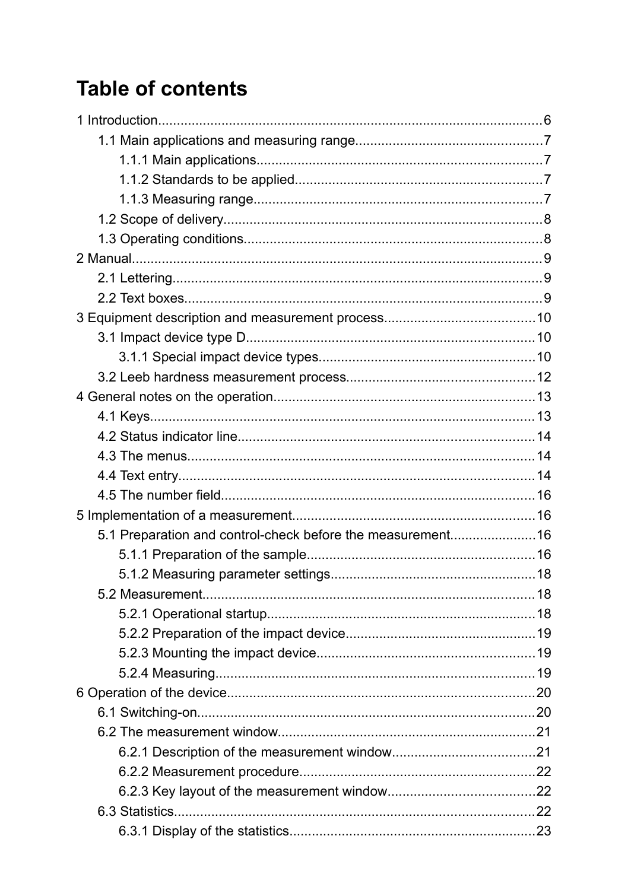# Table of contents

1 Introduction......6
- 1.1 Main applications and measuring range......7
  - 1.1.1 Main applications......7
  - 1.1.2 Standards to be applied......7
  - 1.1.3 Measuring range......7
- 1.2 Scope of delivery......8
- 1.3 Operating conditions......8

2 Manual......9
- 2.1 Lettering......9
- 2.2 Text boxes......9

3 Equipment description and measurement process......10
- 3.1 Impact device type D......10
  - 3.1.1 Special impact device types......10
- 3.2 Leeb hardness measurement process......12

4 General notes on the operation......13
- 4.1 Keys......13
- 4.2 Status indicator line......14
- 4.3 The menus......14
- 4.4 Text entry......14
- 4.5 The number field......16

5 Implementation of a measurement......16
- 5.1 Preparation and control-check before the measurement......16
  - 5.1.1 Preparation of the sample......16
  - 5.1.2 Measuring parameter settings......18
- 5.2 Measurement......18
  - 5.2.1 Operational startup......18
  - 5.2.2 Preparation of the impact device......19
  - 5.2.3 Mounting the impact device......19
  - 5.2.4 Measuring......19

6 Operation of the device......20
- 6.1 Switching-on......20
- 6.2 The measurement window......21
  - 6.2.1 Description of the measurement window......21
  - 6.2.2 Measurement procedure......22
  - 6.2.3 Key layout of the measurement window......22
- 6.3 Statistics......22
  - 6.3.1 Display of the statistics......23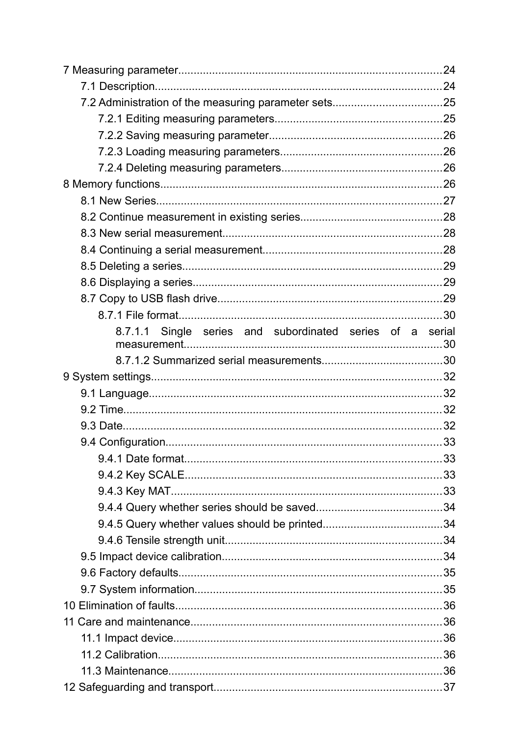7 Measuring parameter......................................................................................24

7.1 Description..............................................................................................24

7.2 Administration of the measuring parameter sets....................................25

7.2.1 Editing measuring parameters......................................................25

7.2.2 Saving measuring parameter........................................................26

7.2.3 Loading measuring parameters.....................................................26

7.2.4 Deleting measuring parameters.....................................................26

8 Memory functions..........................................................................................26

8.1 New Series..............................................................................................27

8.2 Continue measurement in existing series..............................................28

8.3 New serial measurement........................................................................28

8.4 Continuing a serial measurement...........................................................28

8.5 Deleting a series......................................................................................29

8.6 Displaying a series..................................................................................29

8.7 Copy to USB flash drive..........................................................................29

8.7.1 File format......................................................................................30

8.7.1.1 Single series and subordinated series of a serial measurement....................................................................................30

8.7.1.2 Summarized serial measurements.......................................30

9 System settings.............................................................................................32

9.1 Language.................................................................................................32

9.2 Time.........................................................................................................32

9.3 Date.........................................................................................................32

9.4 Configuration...........................................................................................33

9.4.1 Date format....................................................................................33

9.4.2 Key SCALE....................................................................................33

9.4.3 Key MAT........................................................................................33

9.4.4 Query whether series should be saved.........................................34

9.4.5 Query whether values should be printed.......................................34

9.4.6 Tensile strength unit.......................................................................34

9.5 Impact device calibration........................................................................34

9.6 Factory defaults.......................................................................................35

9.7 System information..................................................................................35

10 Elimination of faults......................................................................................36

11 Care and maintenance.................................................................................36

11.1 Impact device.........................................................................................36

11.2 Calibration.............................................................................................36

11.3 Maintenance..........................................................................................36

12 Safeguarding and transport..........................................................................37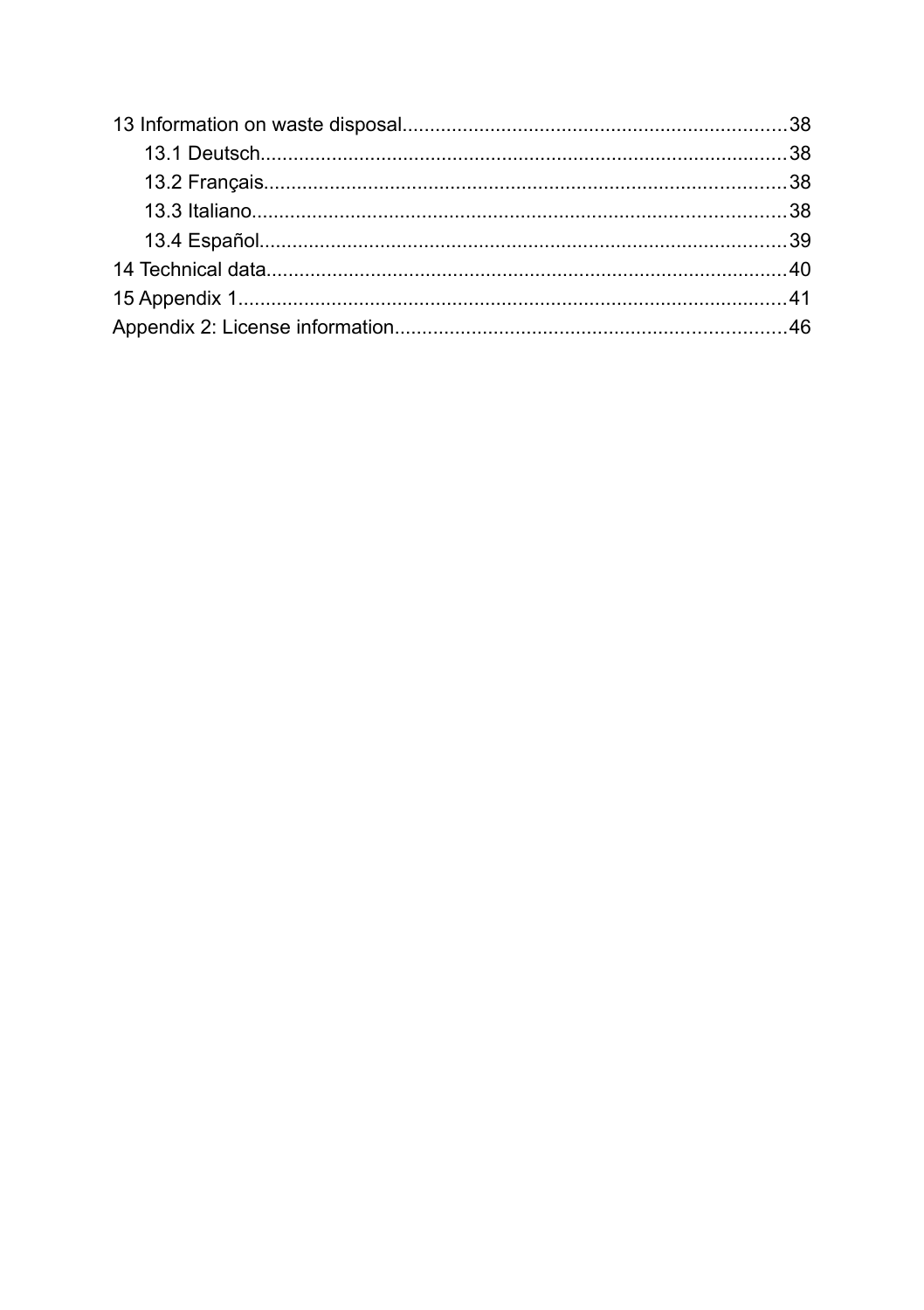13 Information on waste disposal........................................................................38

13.1 Deutsch................................................................................................38

13.2 Français...............................................................................................38

13.3 Italiano................................................................................................38

13.4 Español................................................................................................39

14 Technical data.............................................................................................40

15 Appendix 1..................................................................................................41

Appendix 2: License information.......................................................................46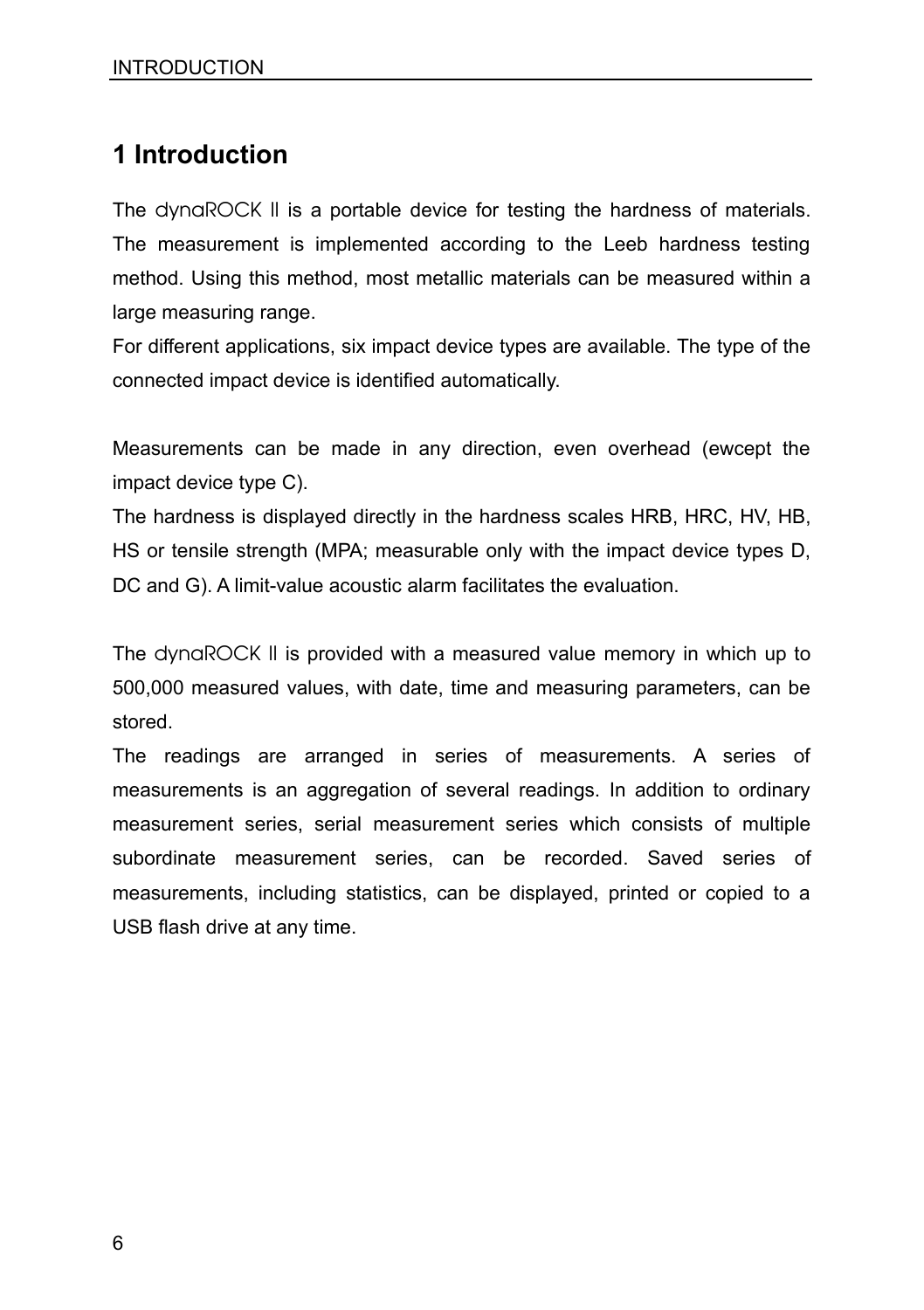# 1 Introduction

The dynaROCK II is a portable device for testing the hardness of materials. The measurement is implemented according to the Leeb hardness testing method. Using this method, most metallic materials can be measured within a large measuring range.
For different applications, six impact device types are available. The type of the connected impact device is identified automatically.

Measurements can be made in any direction, even overhead (ewcept the impact device type C).
The hardness is displayed directly in the hardness scales HRB, HRC, HV, HB, HS or tensile strength (MPA; measurable only with the impact device types D, DC and G). A limit-value acoustic alarm facilitates the evaluation.

The dynaROCK II is provided with a measured value memory in which up to 500,000 measured values, with date, time and measuring parameters, can be stored.
The readings are arranged in series of measurements. A series of measurements is an aggregation of several readings. In addition to ordinary measurement series, serial measurement series which consists of multiple subordinate measurement series, can be recorded. Saved series of measurements, including statistics, can be displayed, printed or copied to a USB flash drive at any time.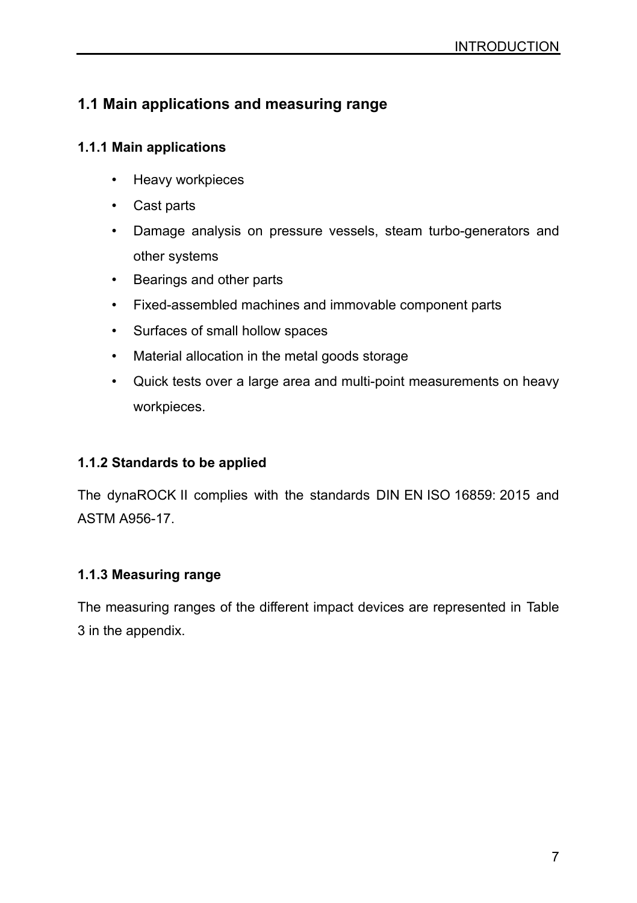## 1.1 Main applications and measuring range

### 1.1.1 Main applications

- Heavy workpieces
- Cast parts
- Damage analysis on pressure vessels, steam turbo-generators and other systems
- Bearings and other parts
- Fixed-assembled machines and immovable component parts
- Surfaces of small hollow spaces
- Material allocation in the metal goods storage
- Quick tests over a large area and multi-point measurements on heavy workpieces.

### 1.1.2 Standards to be applied

The dynaROCK II complies with the standards DIN EN ISO 16859: 2015 and ASTM A956-17.

### 1.1.3 Measuring range

The measuring ranges of the different impact devices are represented in Table 3 in the appendix.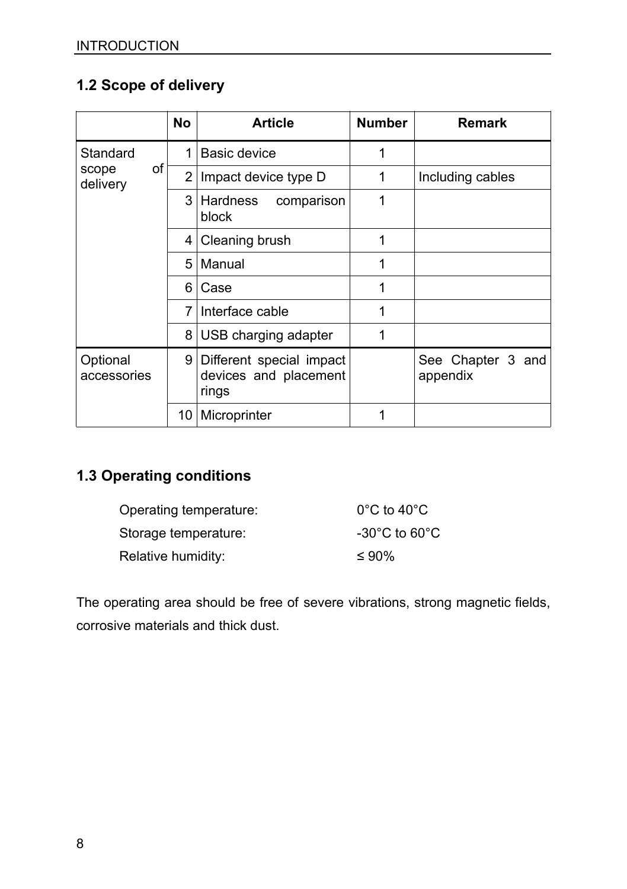## 1.2 Scope of delivery

| | No | Article | Number | Remark |
|---|---|---|---|---|
| Standard scope of delivery | 1 | Basic device | 1 | |
| | 2 | Impact device type D | 1 | Including cables |
| | 3 | Hardness comparison block | 1 | |
| | 4 | Cleaning brush | 1 | |
| | 5 | Manual | 1 | |
| | 6 | Case | 1 | |
| | 7 | Interface cable | 1 | |
| | 8 | USB charging adapter | 1 | |
| Optional accessories | 9 | Different special impact devices and placement rings | | See Chapter 3 and appendix |
| | 10 | Microprinter | 1 | |

## 1.3 Operating conditions

| | |
|---|---|
| Operating temperature: | 0°C to 40°C |
| Storage temperature: | -30°C to 60°C |
| Relative humidity: | ≤ 90% |

The operating area should be free of severe vibrations, strong magnetic fields, corrosive materials and thick dust.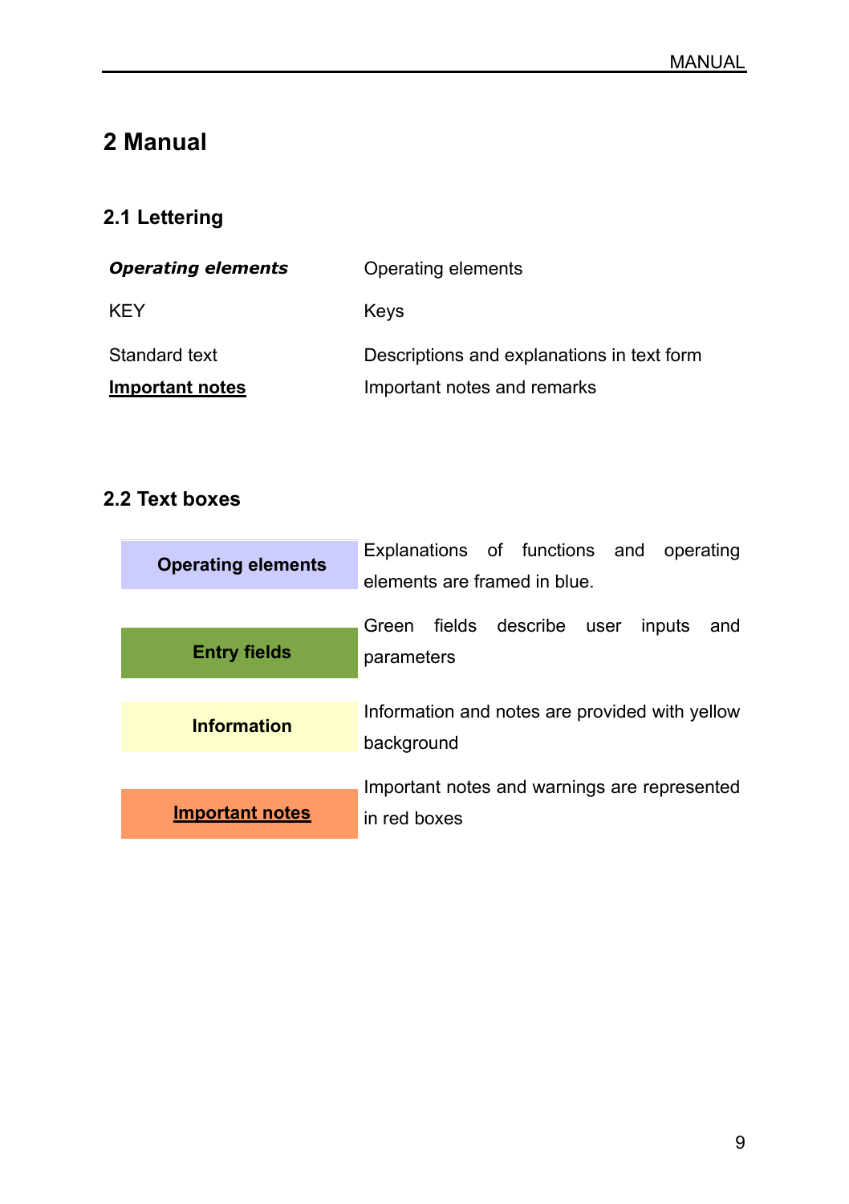# 2 Manual

## 2.1 Lettering

| | |
|---|---|
| ***Operating elements*** | Operating elements |
| KEY | Keys |
| Standard text | Descriptions and explanations in text form |
| **Important notes** | Important notes and remarks |

## 2.2 Text boxes

| | |
|---|---|
| **Operating elements** | Explanations of functions and operating elements are framed in blue. |
| **Entry fields** | Green fields describe user inputs and parameters |
| **Information** | Information and notes are provided with yellow background |
| **Important notes** | Important notes and warnings are represented in red boxes |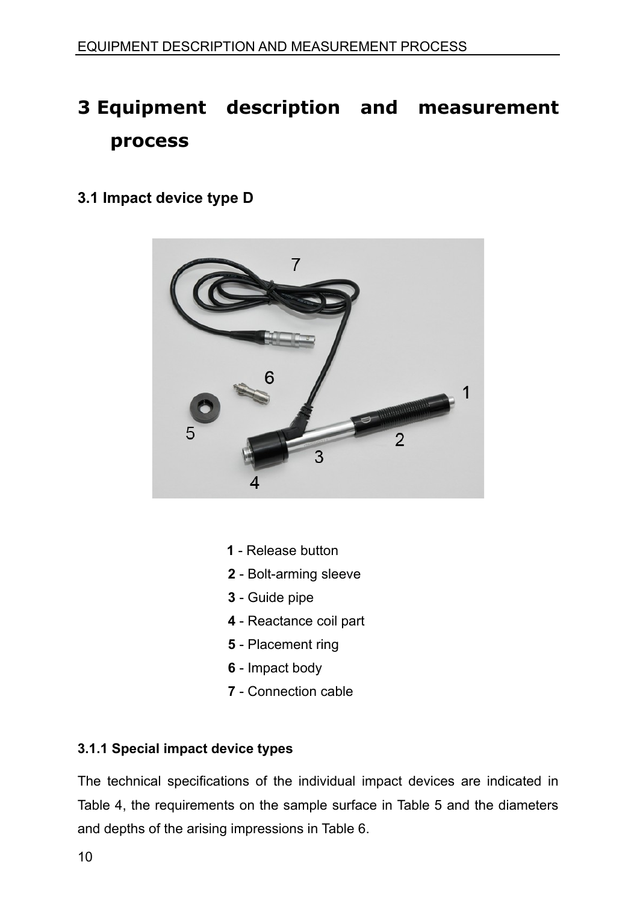# 3 Equipment description and measurement process

## 3.1 Impact device type D

**1** - Release button
**2** - Bolt-arming sleeve
**3** - Guide pipe
**4** - Reactance coil part
**5** - Placement ring
**6** - Impact body
**7** - Connection cable

### 3.1.1 Special impact device types

The technical specifications of the individual impact devices are indicated in Table 4, the requirements on the sample surface in Table 5 and the diameters and depths of the arising impressions in Table 6.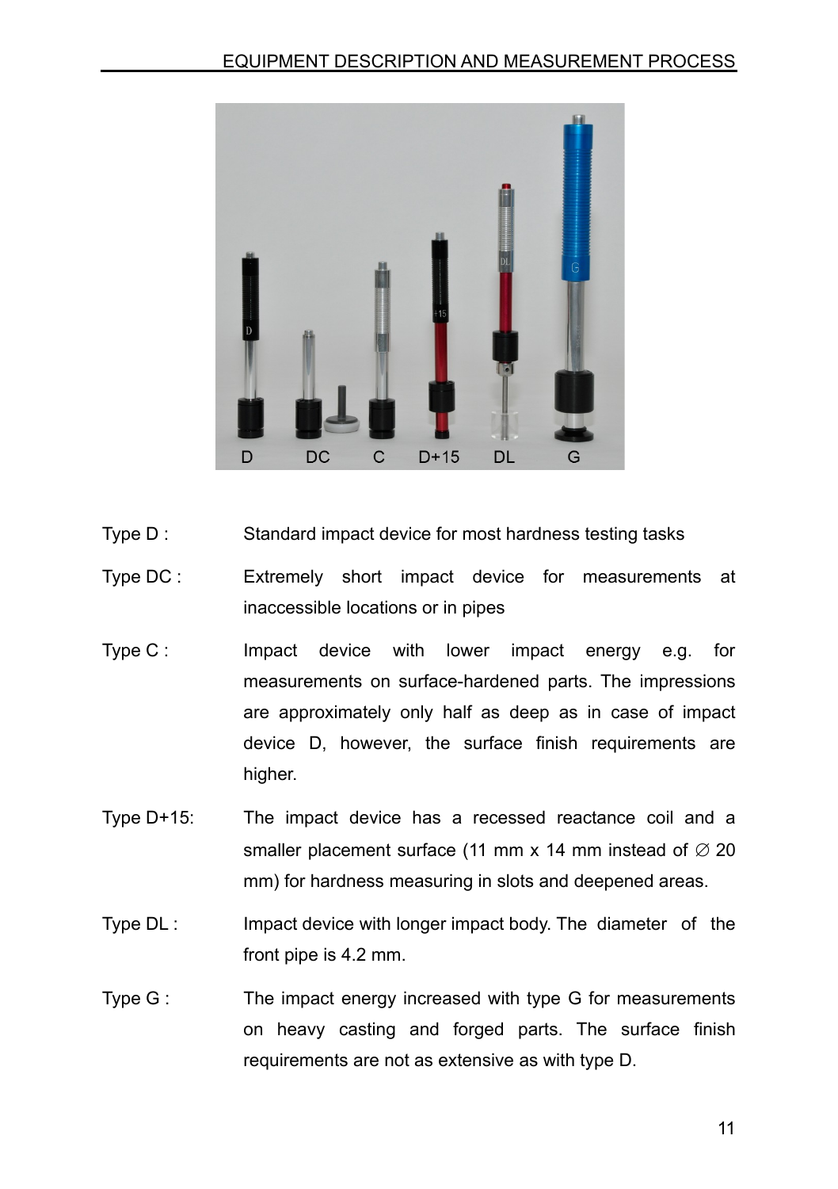Type D : Standard impact device for most hardness testing tasks

Type DC : Extremely short impact device for measurements at inaccessible locations or in pipes

Type C : Impact device with lower impact energy e.g. for measurements on surface-hardened parts. The impressions are approximately only half as deep as in case of impact device D, however, the surface finish requirements are higher.

Type D+15: The impact device has a recessed reactance coil and a smaller placement surface (11 mm x 14 mm instead of ∅ 20 mm) for hardness measuring in slots and deepened areas.

Type DL : Impact device with longer impact body. The diameter of the front pipe is 4.2 mm.

Type G : The impact energy increased with type G for measurements on heavy casting and forged parts. The surface finish requirements are not as extensive as with type D.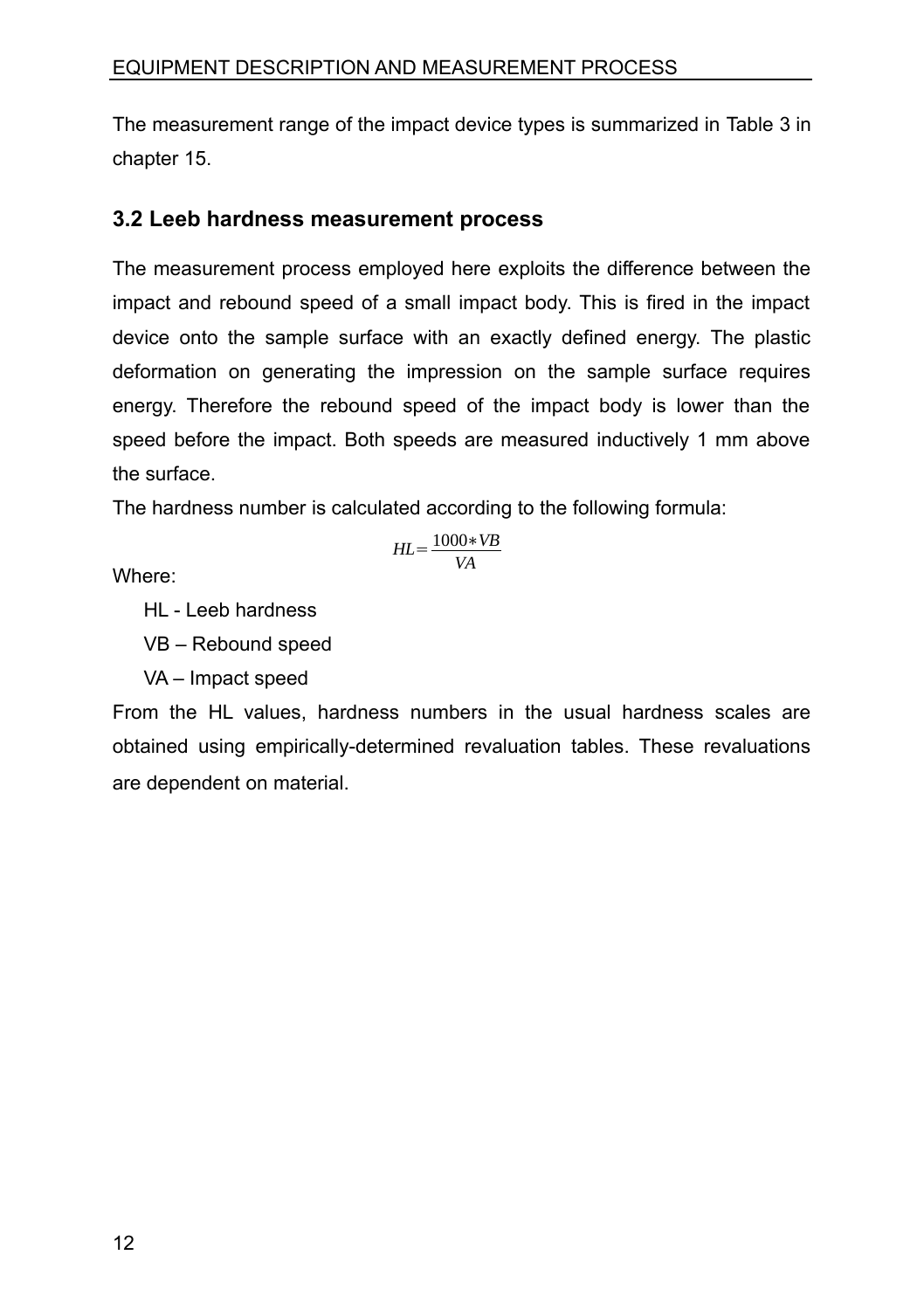The measurement range of the impact device types is summarized in Table 3 in chapter 15.

## 3.2 Leeb hardness measurement process

The measurement process employed here exploits the difference between the impact and rebound speed of a small impact body. This is fired in the impact device onto the sample surface with an exactly defined energy. The plastic deformation on generating the impression on the sample surface requires energy. Therefore the rebound speed of the impact body is lower than the speed before the impact. Both speeds are measured inductively 1 mm above the surface.

The hardness number is calculated according to the following formula:

$$HL = \frac{1000 * VB}{VA}$$

Where:

HL - Leeb hardness

VB – Rebound speed

VA – Impact speed

From the HL values, hardness numbers in the usual hardness scales are obtained using empirically-determined revaluation tables. These revaluations are dependent on material.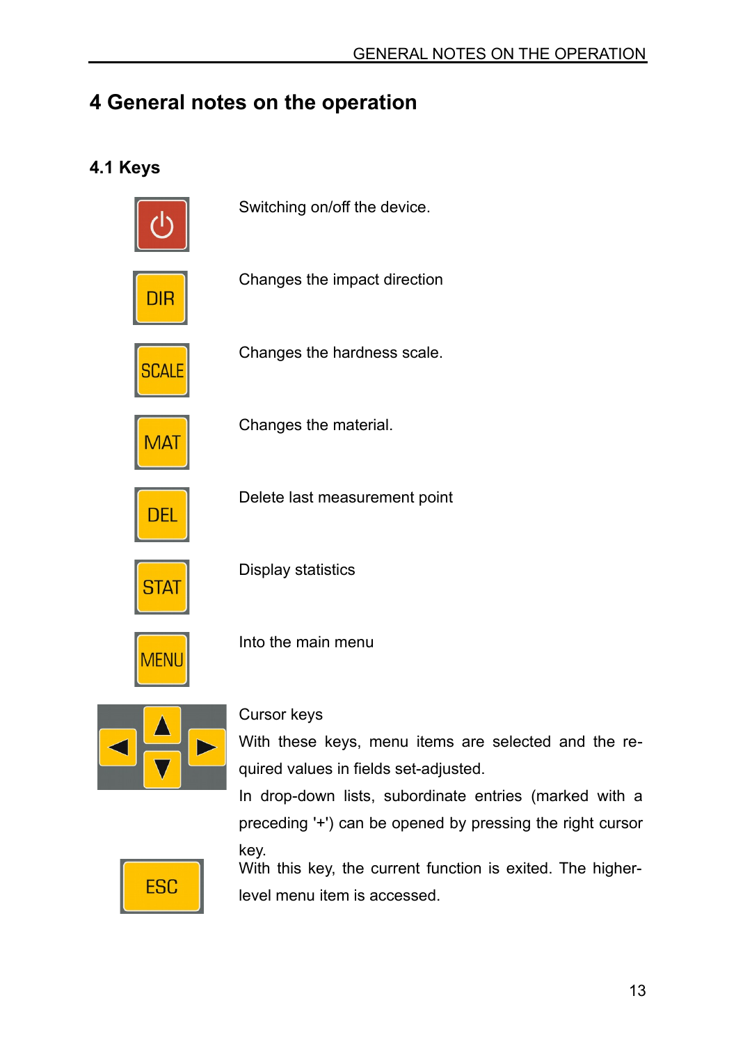# 4 General notes on the operation

## 4.1 Keys

| Key | Function |
| --- | --- |
| ⏻ | Switching on/off the device. |
| DIR | Changes the impact direction |
| SCALE | Changes the hardness scale. |
| MAT | Changes the material. |
| DEL | Delete last measurement point |
| STAT | Display statistics |
| MENU | Into the main menu |
| ▲ ◀ ▶ ▼ | Cursor keys<br>With these keys, menu items are selected and the required values in fields set-adjusted.<br>In drop-down lists, subordinate entries (marked with a preceding '+') can be opened by pressing the right cursor key. |
| ESC | With this key, the current function is exited. The higher-level menu item is accessed. |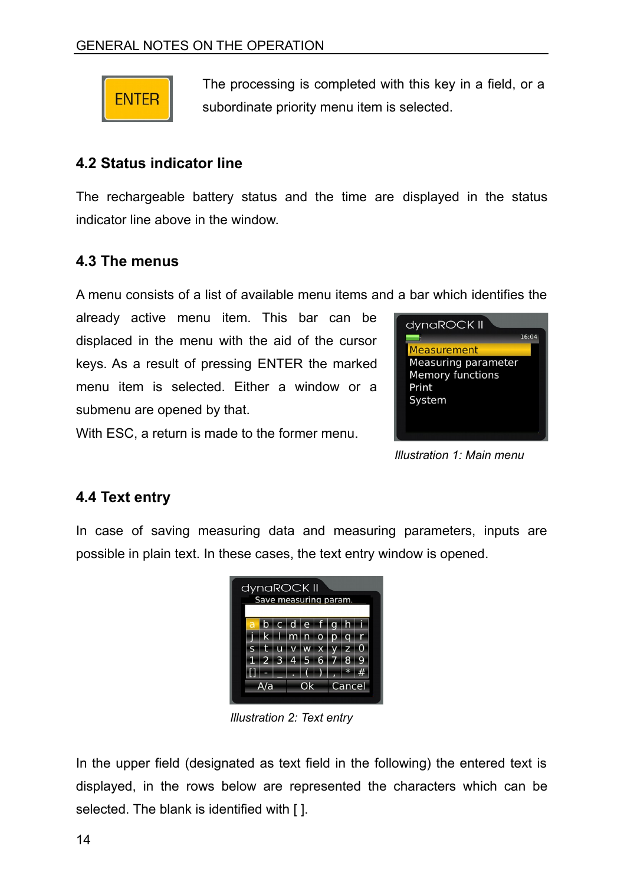ENTER

The processing is completed with this key in a field, or a subordinate priority menu item is selected.

## 4.2 Status indicator line

The rechargeable battery status and the time are displayed in the status indicator line above in the window.

## 4.3 The menus

A menu consists of a list of available menu items and a bar which identifies the already active menu item. This bar can be displaced in the menu with the aid of the cursor keys. As a result of pressing ENTER the marked menu item is selected. Either a window or a submenu are opened by that.

With ESC, a return is made to the former menu.

*Illustration 1: Main menu*

## 4.4 Text entry

In case of saving measuring data and measuring parameters, inputs are possible in plain text. In these cases, the text entry window is opened.

*Illustration 2: Text entry*

In the upper field (designated as text field in the following) the entered text is displayed, in the rows below are represented the characters which can be selected. The blank is identified with [ ].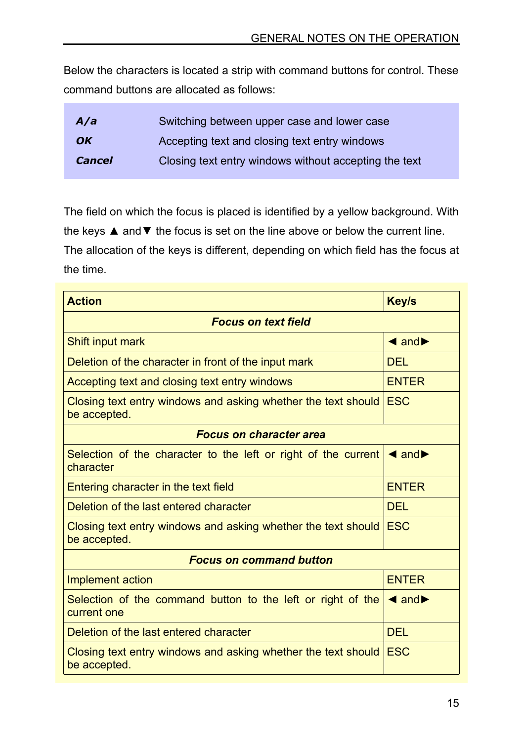Below the characters is located a strip with command buttons for control. These command buttons are allocated as follows:

| | |
|---|---|
| ***A/a*** | Switching between upper case and lower case |
| ***OK*** | Accepting text and closing text entry windows |
| ***Cancel*** | Closing text entry windows without accepting the text |

The field on which the focus is placed is identified by a yellow background. With the keys ▲ and▼ the focus is set on the line above or below the current line. The allocation of the keys is different, depending on which field has the focus at the time.

| **Action** | **Key/s** |
|---|---|
| ***Focus on text field*** | |
| Shift input mark | ◄ and► |
| Deletion of the character in front of the input mark | DEL |
| Accepting text and closing text entry windows | ENTER |
| Closing text entry windows and asking whether the text should be accepted. | ESC |
| ***Focus on character area*** | |
| Selection of the character to the left or right of the current character | ◄ and► |
| Entering character in the text field | ENTER |
| Deletion of the last entered character | DEL |
| Closing text entry windows and asking whether the text should be accepted. | ESC |
| ***Focus on command button*** | |
| Implement action | ENTER |
| Selection of the command button to the left or right of the current one | ◄ and► |
| Deletion of the last entered character | DEL |
| Closing text entry windows and asking whether the text should be accepted. | ESC |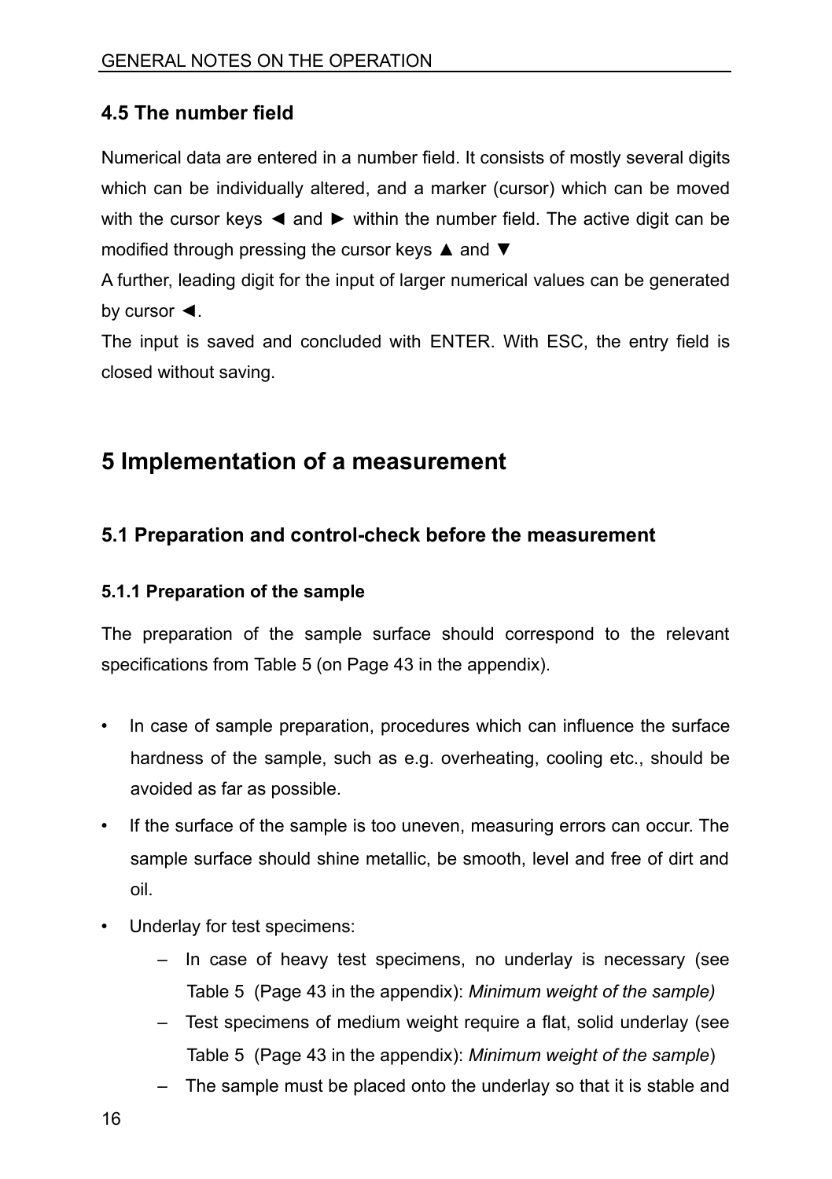### 4.5 The number field

Numerical data are entered in a number field. It consists of mostly several digits which can be individually altered, and a marker (cursor) which can be moved with the cursor keys ◄ and ► within the number field. The active digit can be modified through pressing the cursor keys ▲ and ▼

A further, leading digit for the input of larger numerical values can be generated by cursor ◄.

The input is saved and concluded with ENTER. With ESC, the entry field is closed without saving.

# 5 Implementation of a measurement

## 5.1 Preparation and control-check before the measurement

### 5.1.1 Preparation of the sample

The preparation of the sample surface should correspond to the relevant specifications from Table 5 (on Page 43 in the appendix).

- In case of sample preparation, procedures which can influence the surface hardness of the sample, such as e.g. overheating, cooling etc., should be avoided as far as possible.
- If the surface of the sample is too uneven, measuring errors can occur. The sample surface should shine metallic, be smooth, level and free of dirt and oil.
- Underlay for test specimens:
  - In case of heavy test specimens, no underlay is necessary (see Table 5 (Page 43 in the appendix): *Minimum weight of the sample)*
  - Test specimens of medium weight require a flat, solid underlay (see Table 5 (Page 43 in the appendix): *Minimum weight of the sample*)
  - The sample must be placed onto the underlay so that it is stable and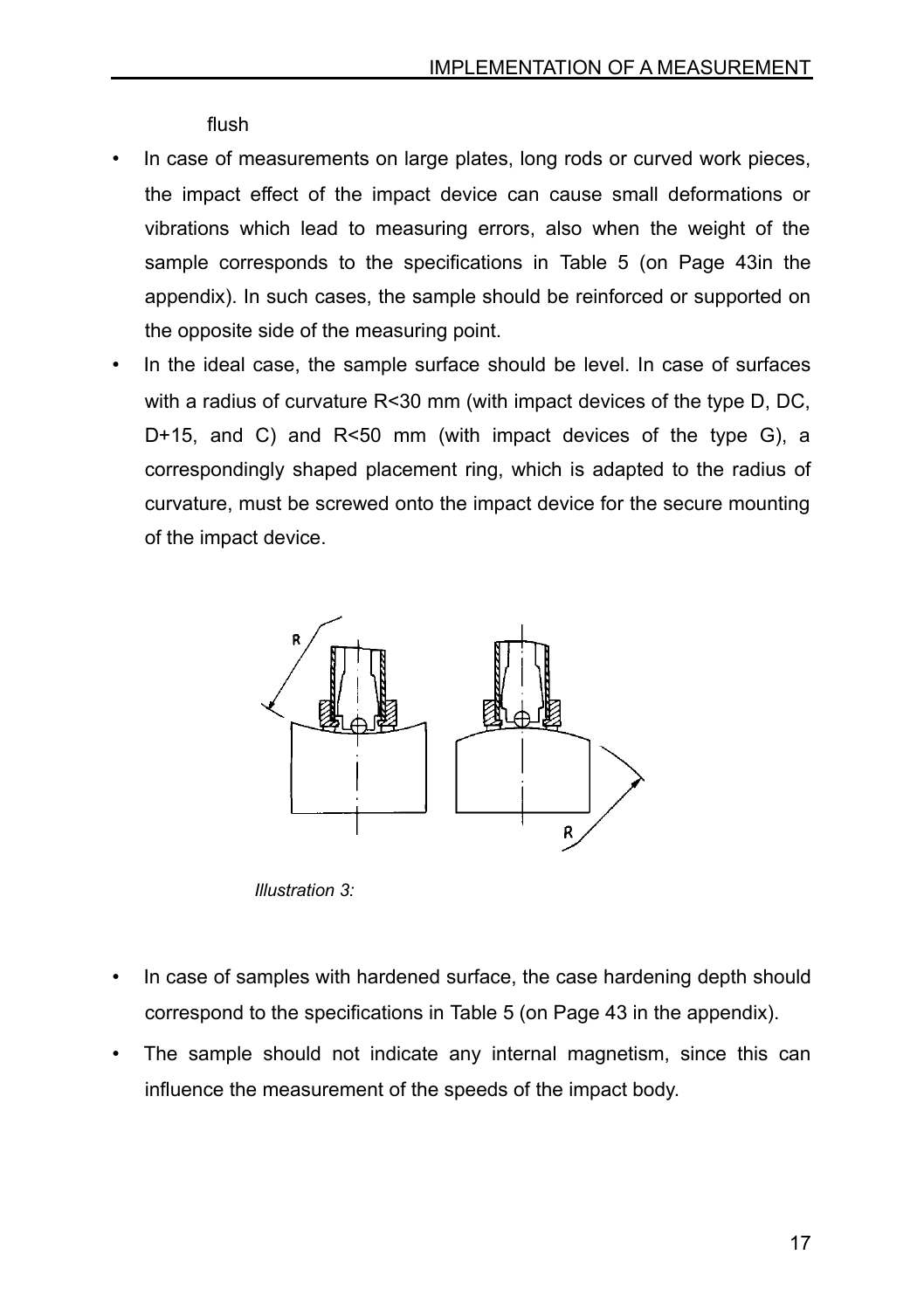flush

- In case of measurements on large plates, long rods or curved work pieces, the impact effect of the impact device can cause small deformations or vibrations which lead to measuring errors, also when the weight of the sample corresponds to the specifications in Table 5 (on Page 43in the appendix). In such cases, the sample should be reinforced or supported on the opposite side of the measuring point.
- In the ideal case, the sample surface should be level. In case of surfaces with a radius of curvature R<30 mm (with impact devices of the type D, DC, D+15, and C) and R<50 mm (with impact devices of the type G), a correspondingly shaped placement ring, which is adapted to the radius of curvature, must be screwed onto the impact device for the secure mounting of the impact device.

*Illustration 3:*

- In case of samples with hardened surface, the case hardening depth should correspond to the specifications in Table 5 (on Page 43 in the appendix).
- The sample should not indicate any internal magnetism, since this can influence the measurement of the speeds of the impact body.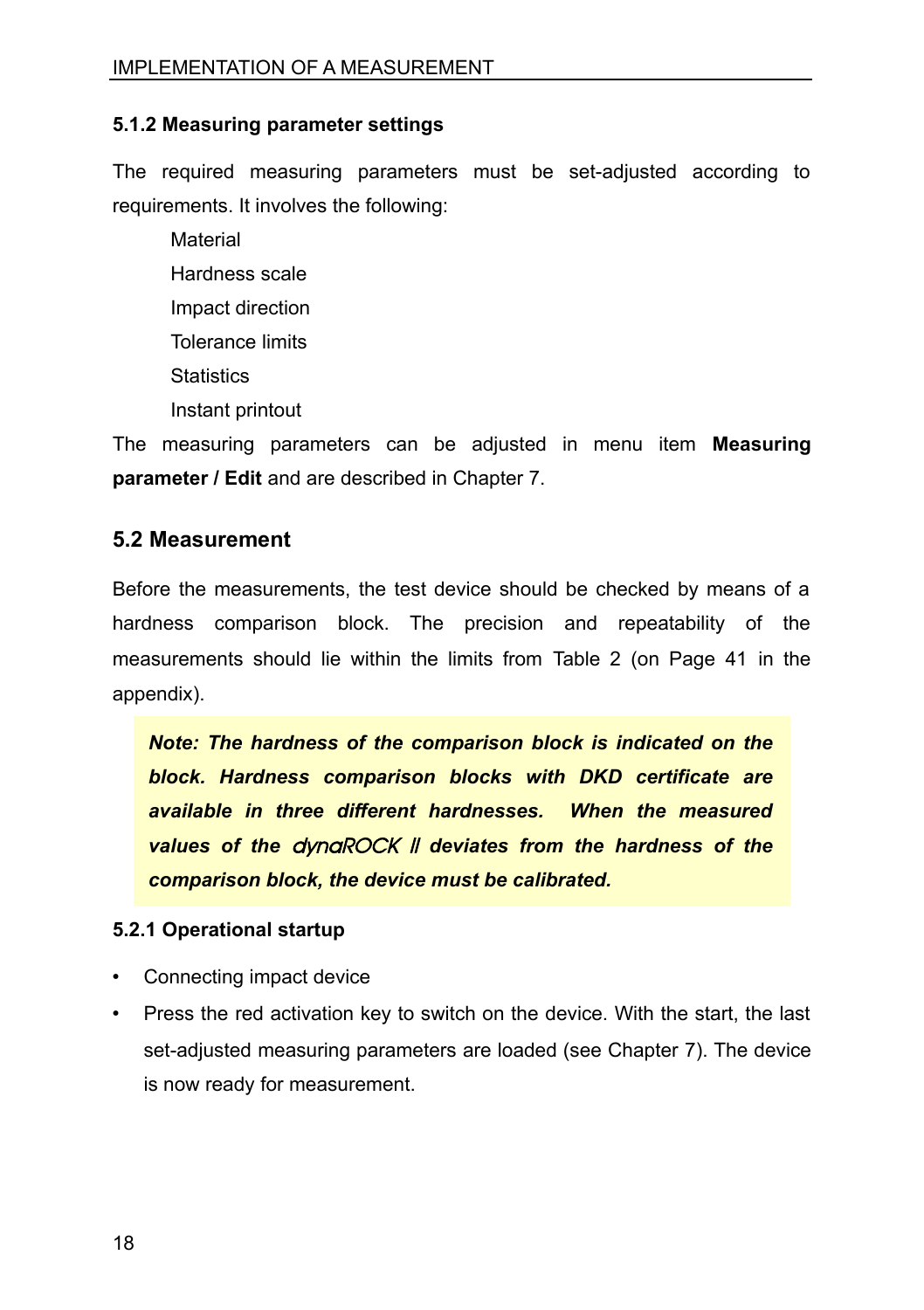### 5.1.2 Measuring parameter settings

The required measuring parameters must be set-adjusted according to requirements. It involves the following:

Material
Hardness scale
Impact direction
Tolerance limits
Statistics
Instant printout

The measuring parameters can be adjusted in menu item **Measuring parameter / Edit** and are described in Chapter 7.

## 5.2 Measurement

Before the measurements, the test device should be checked by means of a hardness comparison block. The precision and repeatability of the measurements should lie within the limits from Table 2 (on Page 41 in the appendix).

> ***Note: The hardness of the comparison block is indicated on the block. Hardness comparison blocks with DKD certificate are available in three different hardnesses. When the measured values of the dynaROCK II deviates from the hardness of the comparison block, the device must be calibrated.***

### 5.2.1 Operational startup

- Connecting impact device
- Press the red activation key to switch on the device. With the start, the last set-adjusted measuring parameters are loaded (see Chapter 7). The device is now ready for measurement.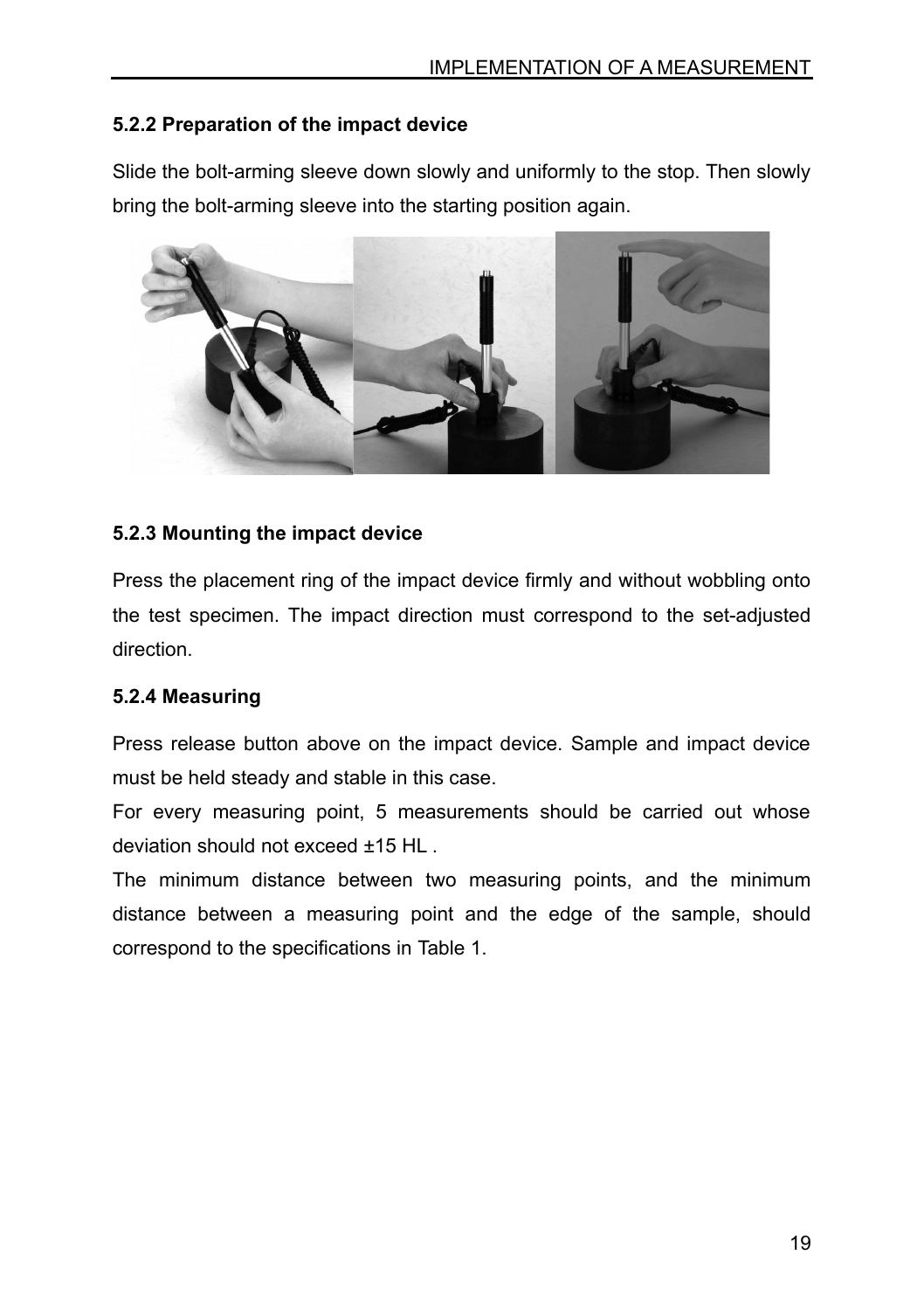### 5.2.2 Preparation of the impact device

Slide the bolt-arming sleeve down slowly and uniformly to the stop. Then slowly bring the bolt-arming sleeve into the starting position again.

### 5.2.3 Mounting the impact device

Press the placement ring of the impact device firmly and without wobbling onto the test specimen. The impact direction must correspond to the set-adjusted direction.

### 5.2.4 Measuring

Press release button above on the impact device. Sample and impact device must be held steady and stable in this case.

For every measuring point, 5 measurements should be carried out whose deviation should not exceed ±15 HL .

The minimum distance between two measuring points, and the minimum distance between a measuring point and the edge of the sample, should correspond to the specifications in Table 1.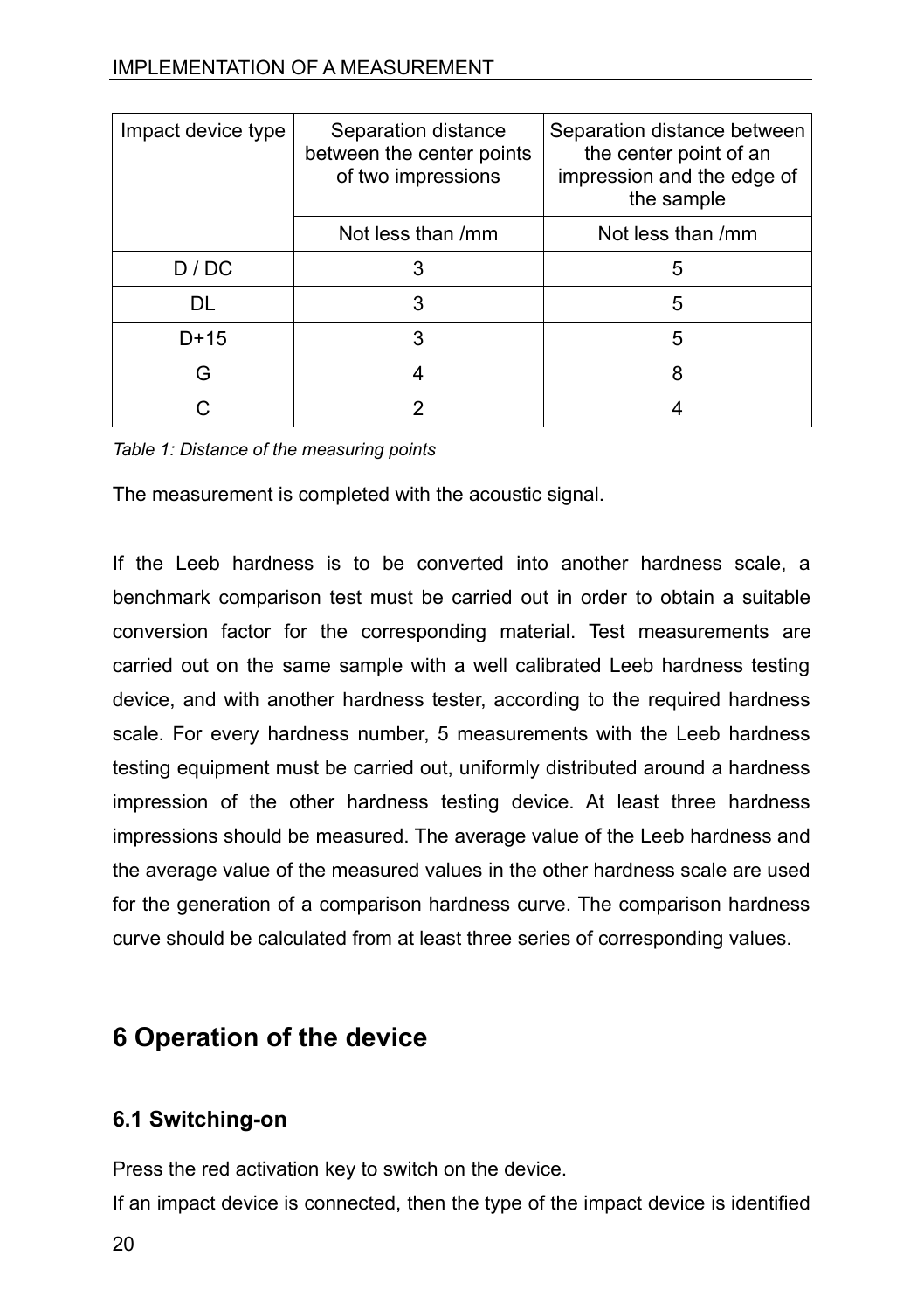| Impact device type | Separation distance between the center points of two impressions | Separation distance between the center point of an impression and the edge of the sample |
|---|---|---|
| | Not less than /mm | Not less than /mm |
| D / DC | 3 | 5 |
| DL | 3 | 5 |
| D+15 | 3 | 5 |
| G | 4 | 8 |
| C | 2 | 4 |

*Table 1: Distance of the measuring points*

The measurement is completed with the acoustic signal.

If the Leeb hardness is to be converted into another hardness scale, a benchmark comparison test must be carried out in order to obtain a suitable conversion factor for the corresponding material. Test measurements are carried out on the same sample with a well calibrated Leeb hardness testing device, and with another hardness tester, according to the required hardness scale. For every hardness number, 5 measurements with the Leeb hardness testing equipment must be carried out, uniformly distributed around a hardness impression of the other hardness testing device. At least three hardness impressions should be measured. The average value of the Leeb hardness and the average value of the measured values in the other hardness scale are used for the generation of a comparison hardness curve. The comparison hardness curve should be calculated from at least three series of corresponding values.

# 6 Operation of the device

## 6.1 Switching-on

Press the red activation key to switch on the device.

If an impact device is connected, then the type of the impact device is identified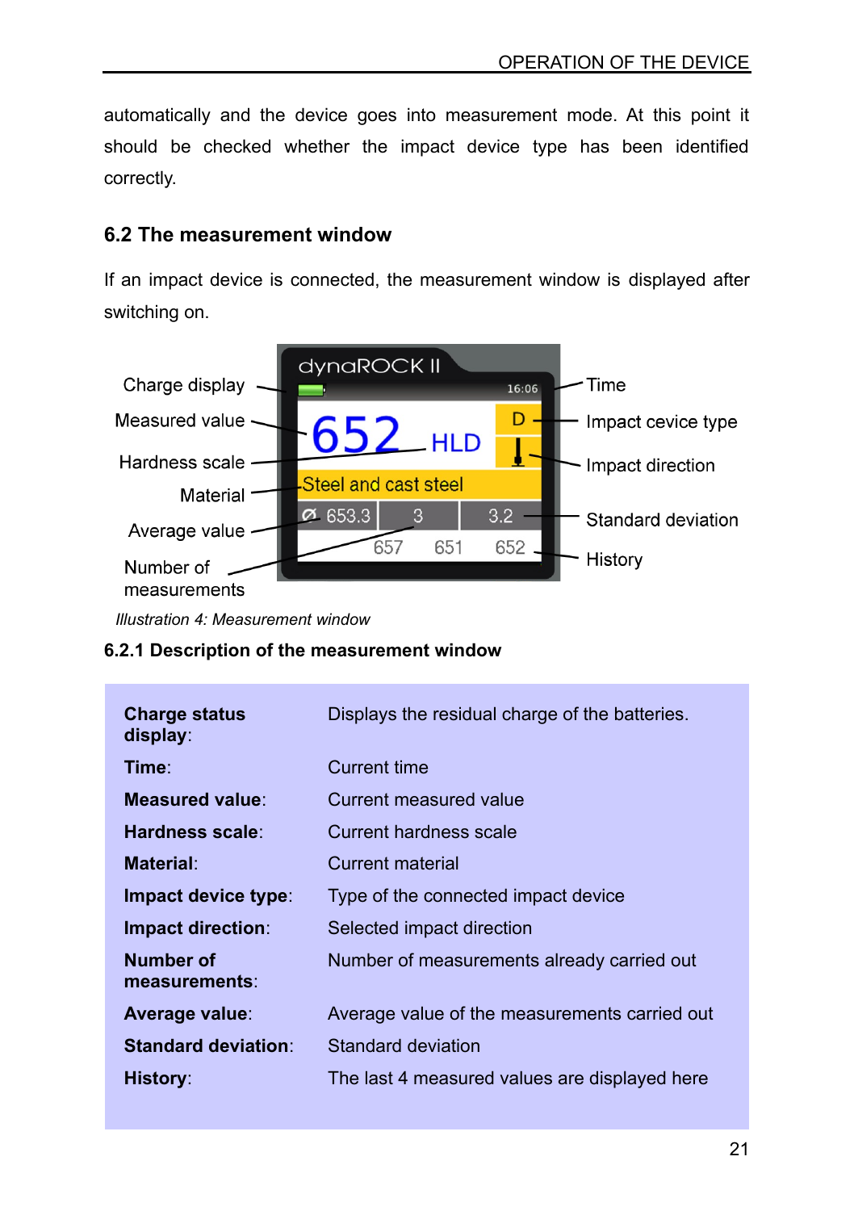automatically and the device goes into measurement mode. At this point it should be checked whether the impact device type has been identified correctly.

## 6.2 The measurement window

If an impact device is connected, the measurement window is displayed after switching on.

*Illustration 4: Measurement window*

### 6.2.1 Description of the measurement window

| | |
|---|---|
| **Charge status display**: | Displays the residual charge of the batteries. |
| **Time**: | Current time |
| **Measured value**: | Current measured value |
| **Hardness scale**: | Current hardness scale |
| **Material**: | Current material |
| **Impact device type**: | Type of the connected impact device |
| **Impact direction**: | Selected impact direction |
| **Number of measurements**: | Number of measurements already carried out |
| **Average value**: | Average value of the measurements carried out |
| **Standard deviation**: | Standard deviation |
| **History**: | The last 4 measured values are displayed here |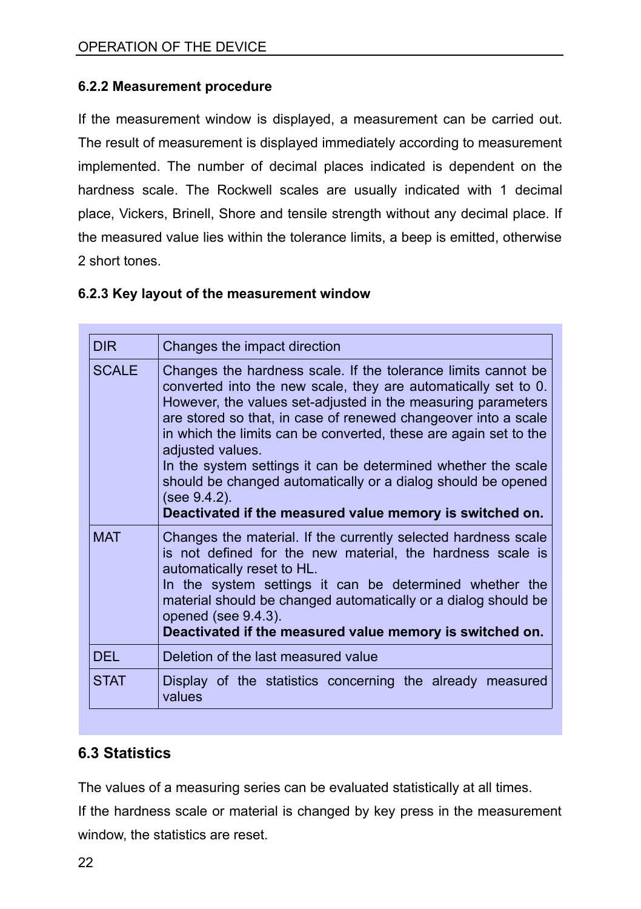### 6.2.2 Measurement procedure

If the measurement window is displayed, a measurement can be carried out. The result of measurement is displayed immediately according to measurement implemented. The number of decimal places indicated is dependent on the hardness scale. The Rockwell scales are usually indicated with 1 decimal place, Vickers, Brinell, Shore and tensile strength without any decimal place. If the measured value lies within the tolerance limits, a beep is emitted, otherwise 2 short tones.

### 6.2.3 Key layout of the measurement window

| | |
|---|---|
| DIR | Changes the impact direction |
| SCALE | Changes the hardness scale. If the tolerance limits cannot be converted into the new scale, they are automatically set to 0. However, the values set-adjusted in the measuring parameters are stored so that, in case of renewed changeover into a scale in which the limits can be converted, these are again set to the adjusted values.<br>In the system settings it can be determined whether the scale should be changed automatically or a dialog should be opened (see 9.4.2).<br>**Deactivated if the measured value memory is switched on.** |
| MAT | Changes the material. If the currently selected hardness scale is not defined for the new material, the hardness scale is automatically reset to HL.<br>In the system settings it can be determined whether the material should be changed automatically or a dialog should be opened (see 9.4.3).<br>**Deactivated if the measured value memory is switched on.** |
| DEL | Deletion of the last measured value |
| STAT | Display of the statistics concerning the already measured values |

## 6.3 Statistics

The values of a measuring series can be evaluated statistically at all times.
If the hardness scale or material is changed by key press in the measurement window, the statistics are reset.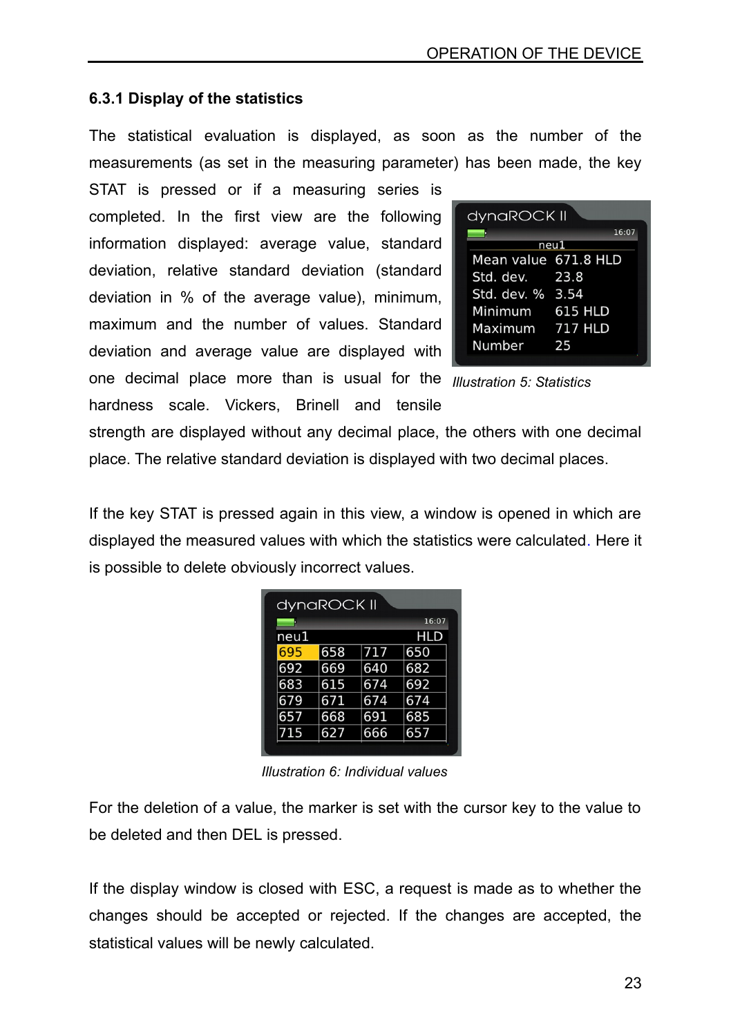### 6.3.1 Display of the statistics

The statistical evaluation is displayed, as soon as the number of the measurements (as set in the measuring parameter) has been made, the key STAT is pressed or if a measuring series is completed. In the first view are the following information displayed: average value, standard deviation, relative standard deviation (standard deviation in % of the average value), minimum, maximum and the number of values. Standard deviation and average value are displayed with one decimal place more than is usual for the hardness scale. Vickers, Brinell and tensile strength are displayed without any decimal place, the others with one decimal place. The relative standard deviation is displayed with two decimal places.

*Illustration 5: Statistics*

If the key STAT is pressed again in this view, a window is opened in which are displayed the measured values with which the statistics were calculated. Here it is possible to delete obviously incorrect values.

*Illustration 6: Individual values*

For the deletion of a value, the marker is set with the cursor key to the value to be deleted and then DEL is pressed.

If the display window is closed with ESC, a request is made as to whether the changes should be accepted or rejected. If the changes are accepted, the statistical values will be newly calculated.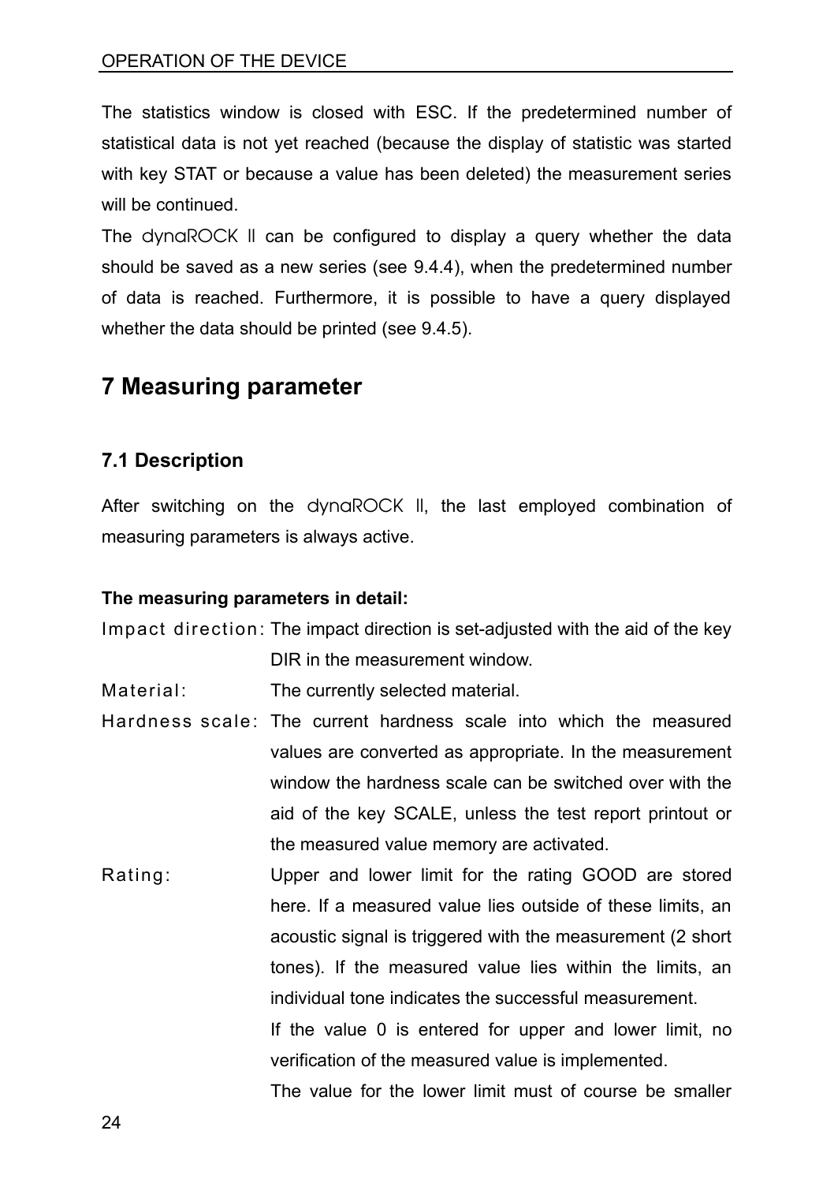The statistics window is closed with ESC. If the predetermined number of statistical data is not yet reached (because the display of statistic was started with key STAT or because a value has been deleted) the measurement series will be continued.

The dynaROCK II can be configured to display a query whether the data should be saved as a new series (see 9.4.4), when the predetermined number of data is reached. Furthermore, it is possible to have a query displayed whether the data should be printed (see 9.4.5).

# 7 Measuring parameter

## 7.1 Description

After switching on the dynaROCK II, the last employed combination of measuring parameters is always active.

**The measuring parameters in detail:**

Impact direction: The impact direction is set-adjusted with the aid of the key DIR in the measurement window.

Material: The currently selected material.

Hardness scale: The current hardness scale into which the measured values are converted as appropriate. In the measurement window the hardness scale can be switched over with the aid of the key SCALE, unless the test report printout or the measured value memory are activated.

Rating: Upper and lower limit for the rating GOOD are stored here. If a measured value lies outside of these limits, an acoustic signal is triggered with the measurement (2 short tones). If the measured value lies within the limits, an individual tone indicates the successful measurement.

If the value 0 is entered for upper and lower limit, no verification of the measured value is implemented.

The value for the lower limit must of course be smaller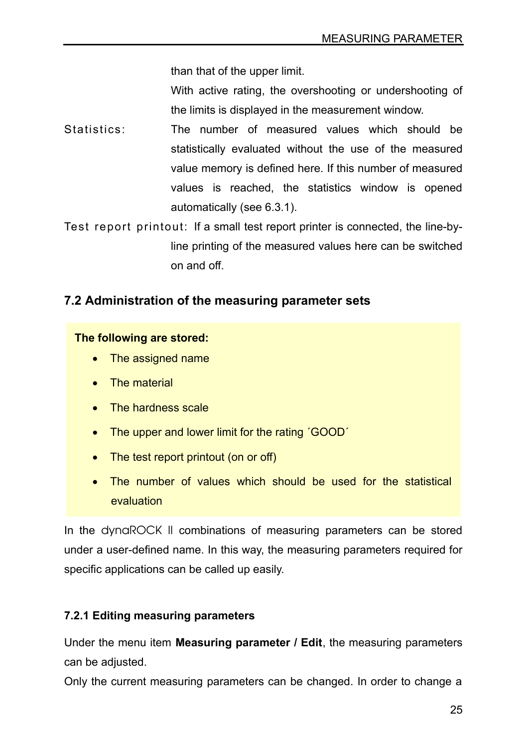than that of the upper limit.

With active rating, the overshooting or undershooting of the limits is displayed in the measurement window.

Statistics: The number of measured values which should be statistically evaluated without the use of the measured value memory is defined here. If this number of measured values is reached, the statistics window is opened automatically (see 6.3.1).

Test report printout: If a small test report printer is connected, the line-by-line printing of the measured values here can be switched on and off.

## 7.2 Administration of the measuring parameter sets

**The following are stored:**

- The assigned name
- The material
- The hardness scale
- The upper and lower limit for the rating ´GOOD´
- The test report printout (on or off)
- The number of values which should be used for the statistical evaluation

In the dynaROCK II combinations of measuring parameters can be stored under a user-defined name. In this way, the measuring parameters required for specific applications can be called up easily.

### 7.2.1 Editing measuring parameters

Under the menu item **Measuring parameter / Edit**, the measuring parameters can be adjusted.

Only the current measuring parameters can be changed. In order to change a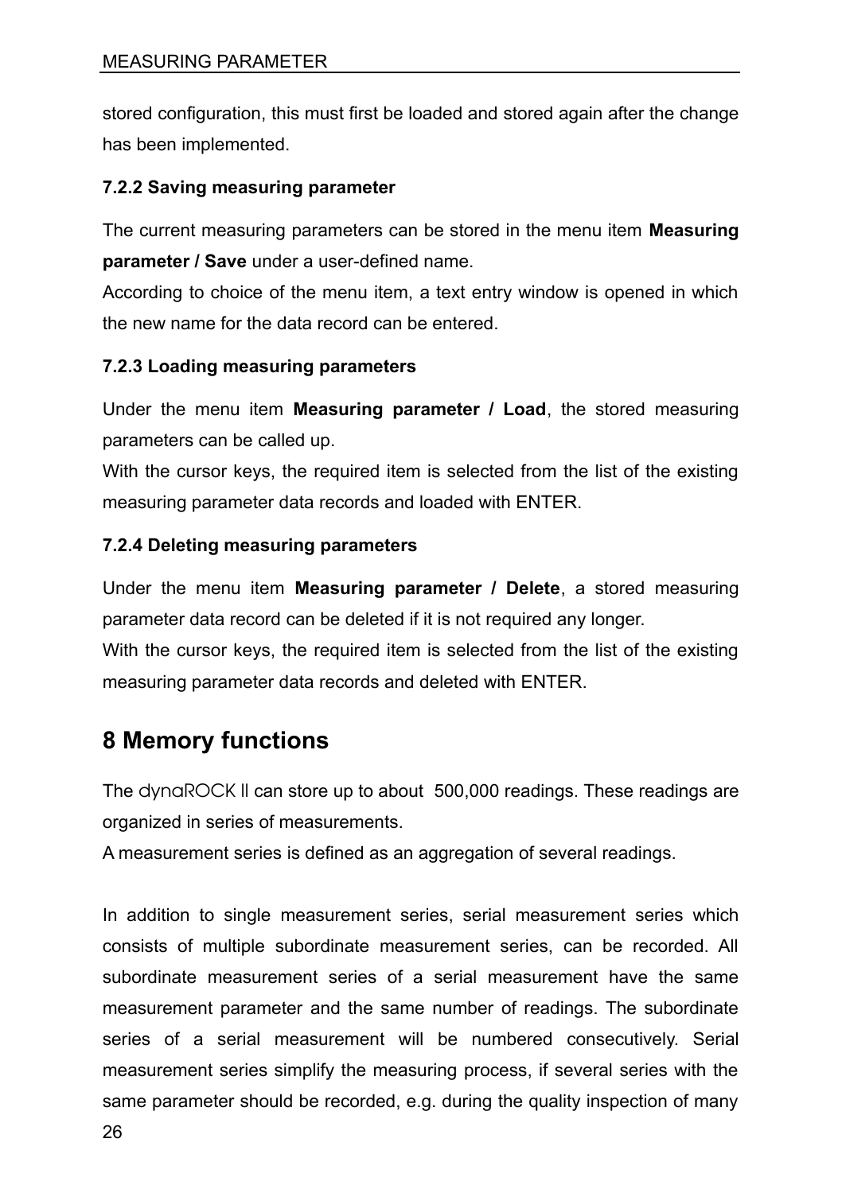stored configuration, this must first be loaded and stored again after the change has been implemented.

### 7.2.2 Saving measuring parameter

The current measuring parameters can be stored in the menu item **Measuring parameter / Save** under a user-defined name.
According to choice of the menu item, a text entry window is opened in which the new name for the data record can be entered.

### 7.2.3 Loading measuring parameters

Under the menu item **Measuring parameter / Load**, the stored measuring parameters can be called up.
With the cursor keys, the required item is selected from the list of the existing measuring parameter data records and loaded with ENTER.

### 7.2.4 Deleting measuring parameters

Under the menu item **Measuring parameter / Delete**, a stored measuring parameter data record can be deleted if it is not required any longer.
With the cursor keys, the required item is selected from the list of the existing measuring parameter data records and deleted with ENTER.

## 8 Memory functions

The dynaROCK II can store up to about 500,000 readings. These readings are organized in series of measurements.
A measurement series is defined as an aggregation of several readings.

In addition to single measurement series, serial measurement series which consists of multiple subordinate measurement series, can be recorded. All subordinate measurement series of a serial measurement have the same measurement parameter and the same number of readings. The subordinate series of a serial measurement will be numbered consecutively. Serial measurement series simplify the measuring process, if several series with the same parameter should be recorded, e.g. during the quality inspection of many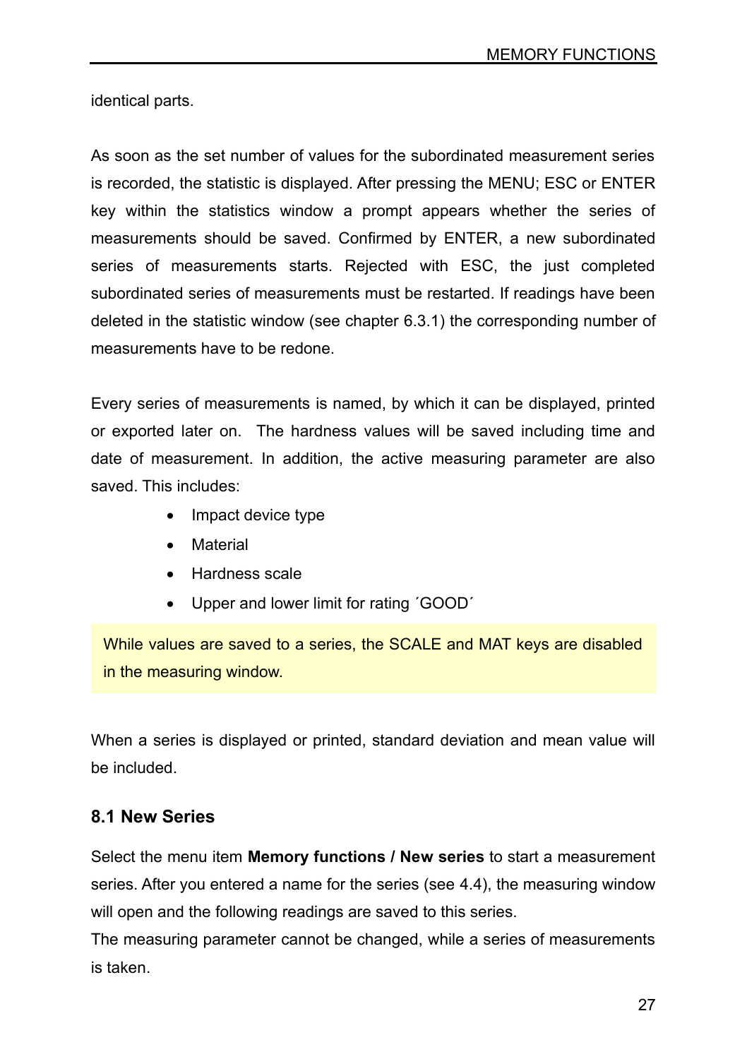identical parts.

As soon as the set number of values for the subordinated measurement series is recorded, the statistic is displayed. After pressing the MENU; ESC or ENTER key within the statistics window a prompt appears whether the series of measurements should be saved. Confirmed by ENTER, a new subordinated series of measurements starts. Rejected with ESC, the just completed subordinated series of measurements must be restarted. If readings have been deleted in the statistic window (see chapter 6.3.1) the corresponding number of measurements have to be redone.

Every series of measurements is named, by which it can be displayed, printed or exported later on.  The hardness values will be saved including time and date of measurement. In addition, the active measuring parameter are also saved. This includes:

- Impact device type
- Material
- Hardness scale
- Upper and lower limit for rating ´GOOD´

While values are saved to a series, the SCALE and MAT keys are disabled in the measuring window.

When a series is displayed or printed, standard deviation and mean value will be included.

## 8.1 New Series

Select the menu item **Memory functions / New series** to start a measurement series. After you entered a name for the series (see 4.4), the measuring window will open and the following readings are saved to this series.
The measuring parameter cannot be changed, while a series of measurements is taken.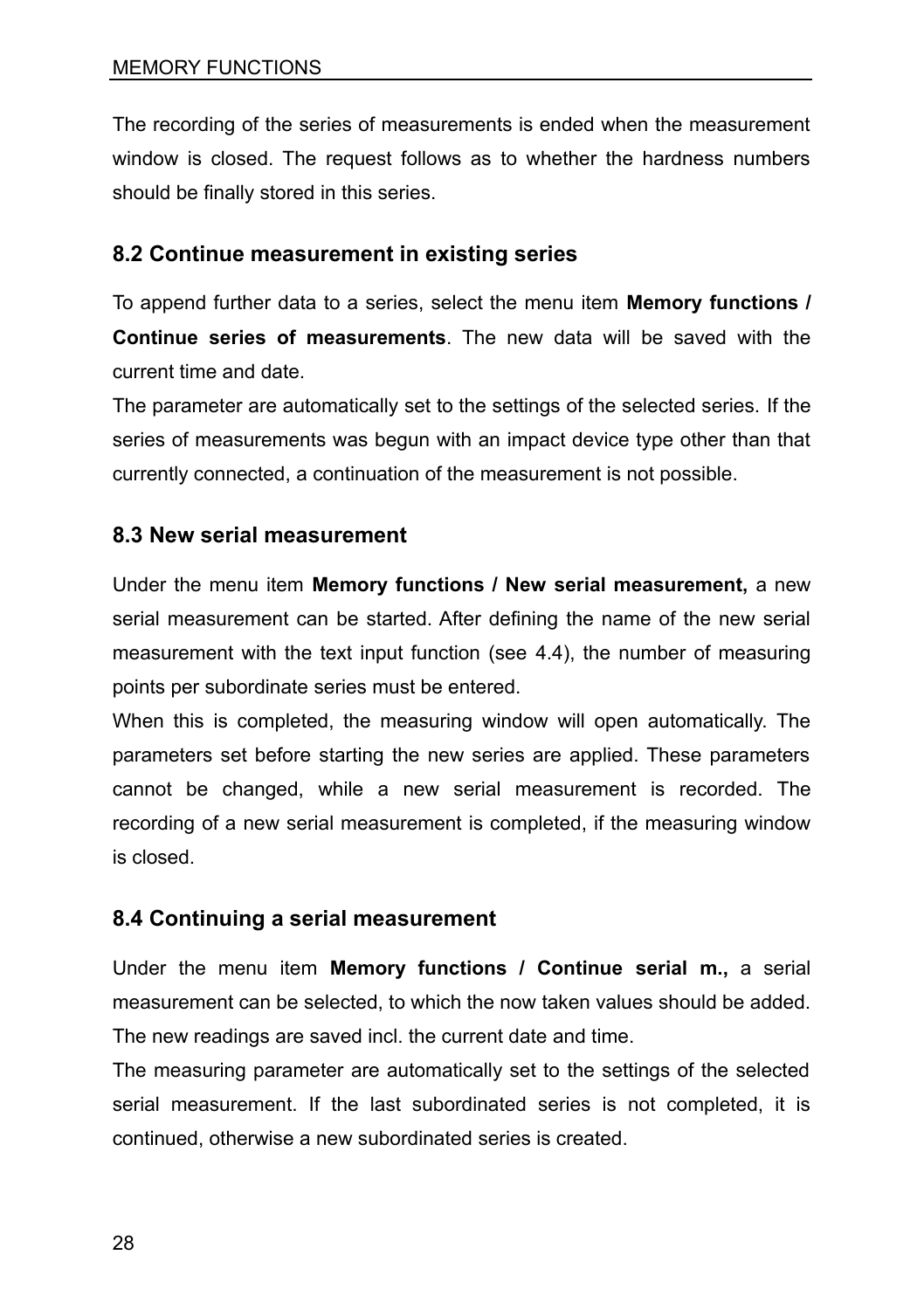The recording of the series of measurements is ended when the measurement window is closed. The request follows as to whether the hardness numbers should be finally stored in this series.

## 8.2 Continue measurement in existing series

To append further data to a series, select the menu item **Memory functions / Continue series of measurements**. The new data will be saved with the current time and date.

The parameter are automatically set to the settings of the selected series. If the series of measurements was begun with an impact device type other than that currently connected, a continuation of the measurement is not possible.

## 8.3 New serial measurement

Under the menu item **Memory functions / New serial measurement,** a new serial measurement can be started. After defining the name of the new serial measurement with the text input function (see 4.4), the number of measuring points per subordinate series must be entered.

When this is completed, the measuring window will open automatically. The parameters set before starting the new series are applied. These parameters cannot be changed, while a new serial measurement is recorded. The recording of a new serial measurement is completed, if the measuring window is closed.

## 8.4 Continuing a serial measurement

Under the menu item **Memory functions / Continue serial m.,** a serial measurement can be selected, to which the now taken values should be added. The new readings are saved incl. the current date and time.

The measuring parameter are automatically set to the settings of the selected serial measurement. If the last subordinated series is not completed, it is continued, otherwise a new subordinated series is created.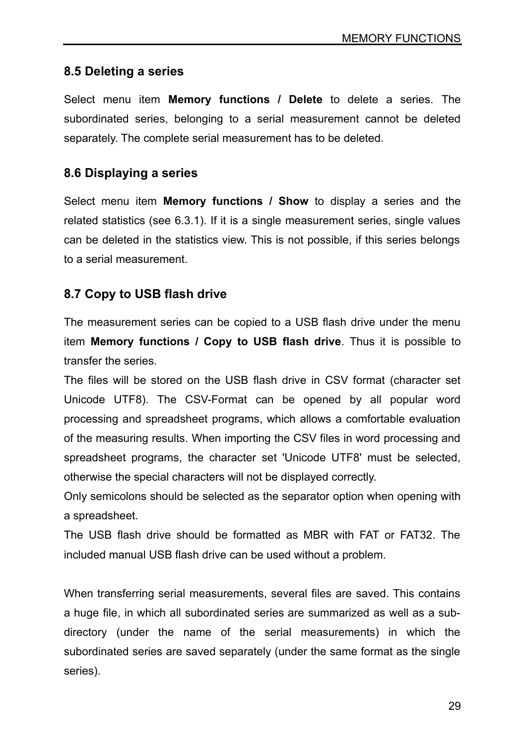## 8.5 Deleting a series

Select menu item **Memory functions / Delete** to delete a series. The subordinated series, belonging to a serial measurement cannot be deleted separately. The complete serial measurement has to be deleted.

## 8.6 Displaying a series

Select menu item **Memory functions / Show** to display a series and the related statistics (see 6.3.1). If it is a single measurement series, single values can be deleted in the statistics view. This is not possible, if this series belongs to a serial measurement.

## 8.7 Copy to USB flash drive

The measurement series can be copied to a USB flash drive under the menu item **Memory functions / Copy to USB flash drive**. Thus it is possible to transfer the series.

The files will be stored on the USB flash drive in CSV format (character set Unicode UTF8). The CSV-Format can be opened by all popular word processing and spreadsheet programs, which allows a comfortable evaluation of the measuring results. When importing the CSV files in word processing and spreadsheet programs, the character set 'Unicode UTF8' must be selected, otherwise the special characters will not be displayed correctly.

Only semicolons should be selected as the separator option when opening with a spreadsheet.

The USB flash drive should be formatted as MBR with FAT or FAT32. The included manual USB flash drive can be used without a problem.

When transferring serial measurements, several files are saved. This contains a huge file, in which all subordinated series are summarized as well as a sub-directory (under the name of the serial measurements) in which the subordinated series are saved separately (under the same format as the single series).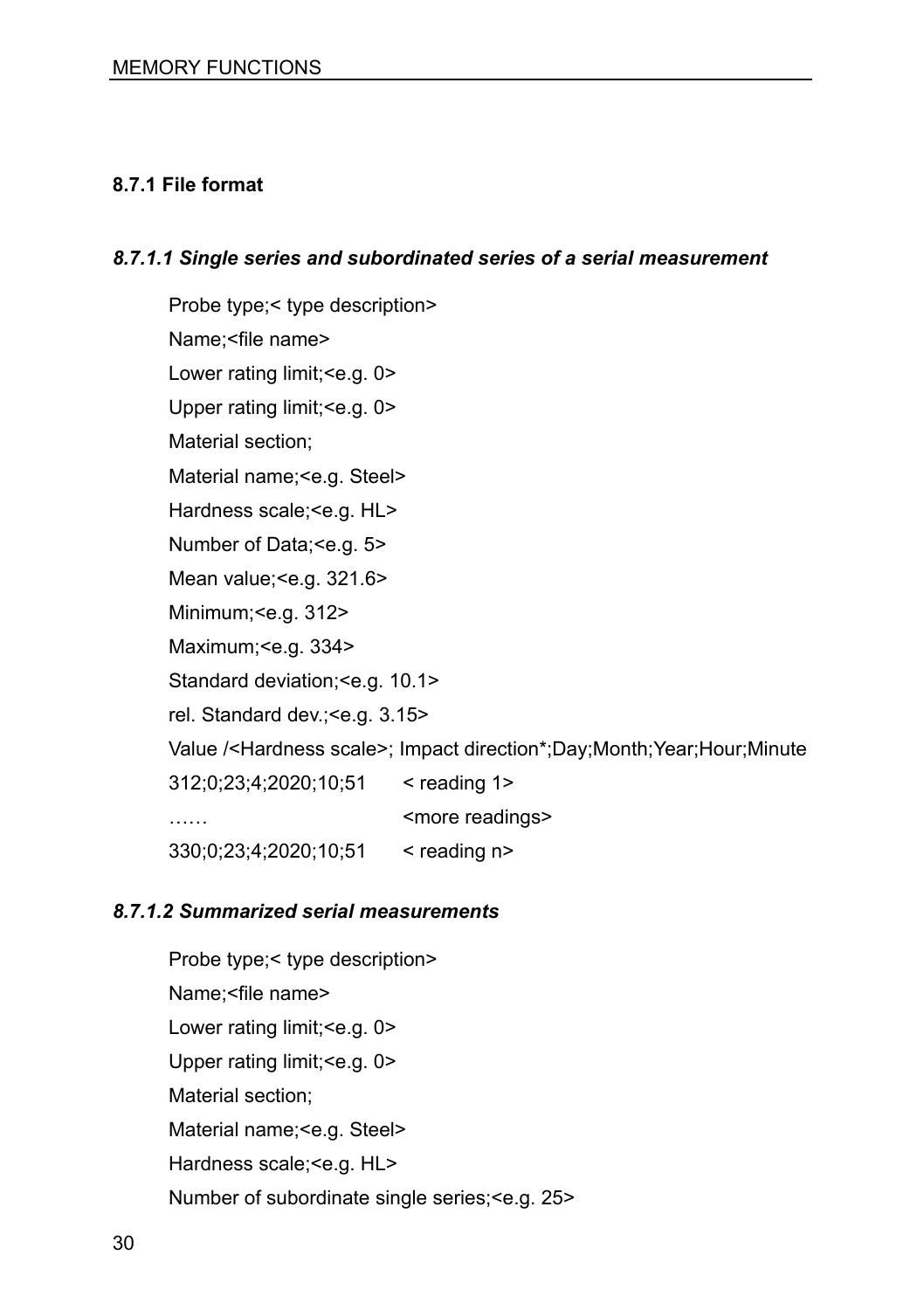### 8.7.1 File format

#### *8.7.1.1 Single series and subordinated series of a serial measurement*

Probe type;< type description>

Name;<file name>

Lower rating limit;<e.g. 0>

Upper rating limit;<e.g. 0>

Material section;

Material name;<e.g. Steel>

Hardness scale;<e.g. HL>

Number of Data;<e.g. 5>

Mean value;<e.g. 321.6>

Minimum;<e.g. 312>

Maximum;<e.g. 334>

Standard deviation;<e.g. 10.1>

rel. Standard dev.;<e.g. 3.15>

Value /<Hardness scale>; Impact direction*;Day;Month;Year;Hour;Minute

312;0;23;4;2020;10;51 < reading 1>

…… <more readings>

330;0;23;4;2020;10;51 < reading n>

#### *8.7.1.2 Summarized serial measurements*

Probe type;< type description>

Name;<file name>

Lower rating limit;<e.g. 0>

Upper rating limit;<e.g. 0>

Material section;

Material name;<e.g. Steel>

Hardness scale;<e.g. HL>

Number of subordinate single series;<e.g. 25>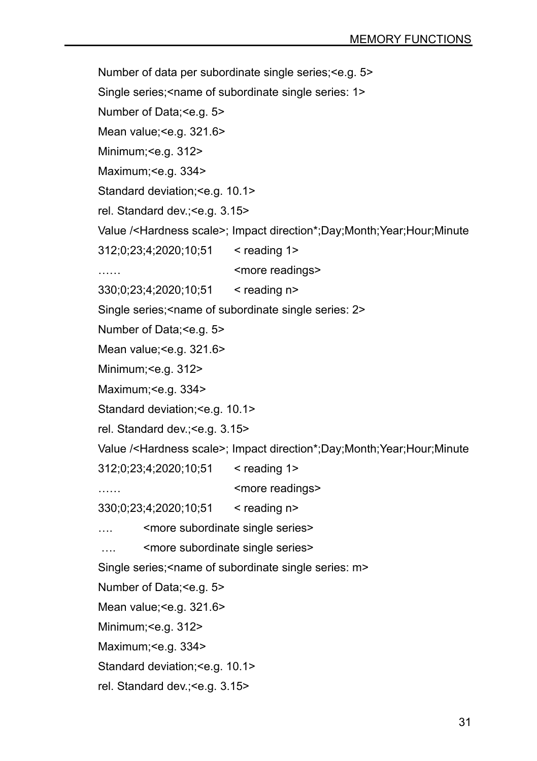Number of data per subordinate single series;<e.g. 5>

Single series;<name of subordinate single series: 1>

Number of Data;<e.g. 5>

Mean value;<e.g. 321.6>

Minimum;<e.g. 312>

Maximum;<e.g. 334>

Standard deviation;<e.g. 10.1>

rel. Standard dev.;<e.g. 3.15>

Value /<Hardness scale>; Impact direction*;Day;Month;Year;Hour;Minute

312;0;23;4;2020;10;51    < reading 1>

……    <more readings>

330;0;23;4;2020;10;51    < reading n>

Single series;<name of subordinate single series: 2>

Number of Data;<e.g. 5>

Mean value;<e.g. 321.6>

Minimum;<e.g. 312>

Maximum;<e.g. 334>

Standard deviation;<e.g. 10.1>

rel. Standard dev.;<e.g. 3.15>

Value /<Hardness scale>; Impact direction*;Day;Month;Year;Hour;Minute

312;0;23;4;2020;10;51    < reading 1>

……    <more readings>

330;0;23;4;2020;10;51    < reading n>

….    <more subordinate single series>

….    <more subordinate single series>

Single series;<name of subordinate single series: m>

Number of Data;<e.g. 5>

Mean value;<e.g. 321.6>

Minimum;<e.g. 312>

Maximum;<e.g. 334>

Standard deviation;<e.g. 10.1>

rel. Standard dev.;<e.g. 3.15>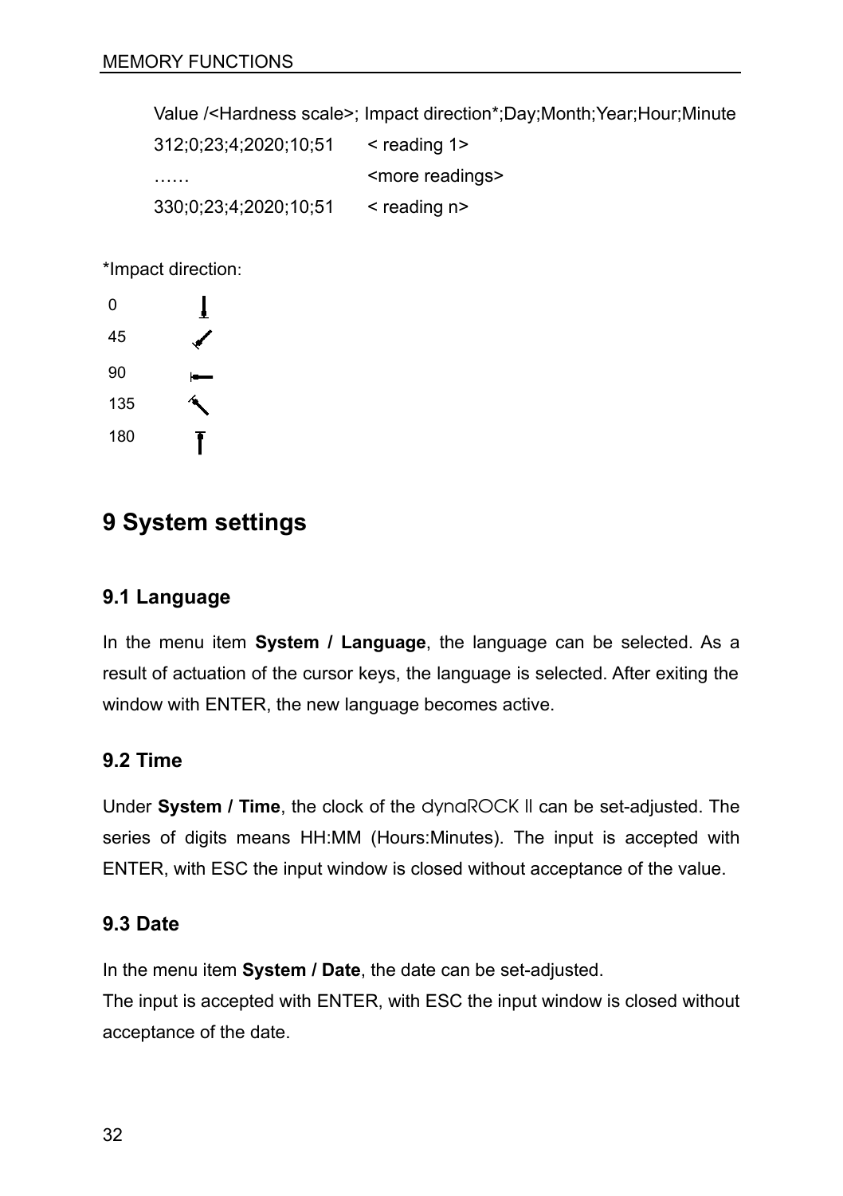Value /<Hardness scale>; Impact direction*;Day;Month;Year;Hour;Minute

312;0;23;4;2020;10;51 < reading 1>

…… <more readings>

330;0;23;4;2020;10;51 < reading n>

*Impact direction:

0

45

90

135

180

# 9 System settings

## 9.1 Language

In the menu item **System / Language**, the language can be selected. As a result of actuation of the cursor keys, the language is selected. After exiting the window with ENTER, the new language becomes active.

## 9.2 Time

Under **System / Time**, the clock of the dynaROCK II can be set-adjusted. The series of digits means HH:MM (Hours:Minutes). The input is accepted with ENTER, with ESC the input window is closed without acceptance of the value.

## 9.3 Date

In the menu item **System / Date**, the date can be set-adjusted.
The input is accepted with ENTER, with ESC the input window is closed without acceptance of the date.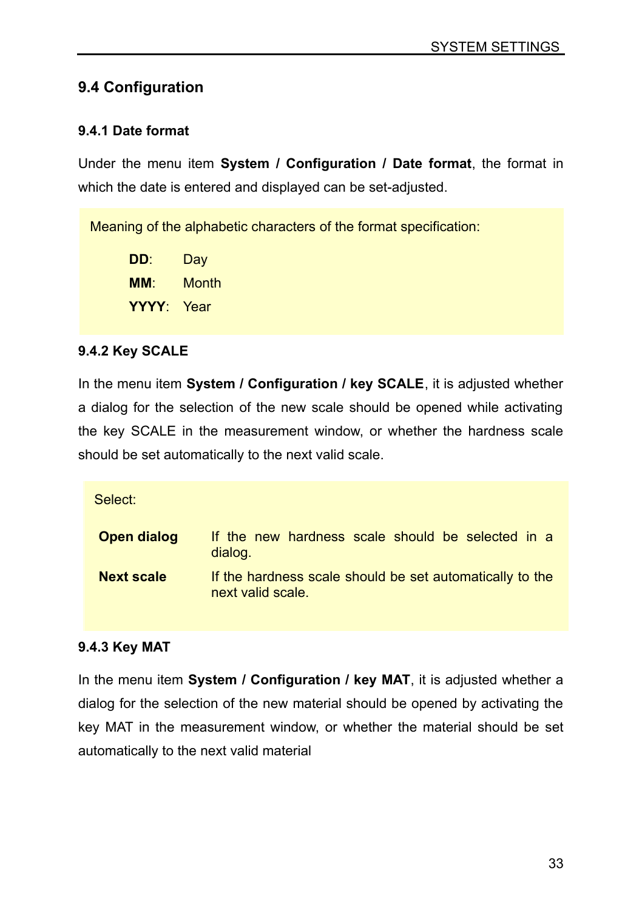## 9.4 Configuration

### 9.4.1 Date format

Under the menu item **System / Configuration / Date format**, the format in which the date is entered and displayed can be set-adjusted.

Meaning of the alphabetic characters of the format specification:

**DD**: Day
**MM**: Month
**YYYY**: Year

### 9.4.2 Key SCALE

In the menu item **System / Configuration / key SCALE**, it is adjusted whether a dialog for the selection of the new scale should be opened while activating the key SCALE in the measurement window, or whether the hardness scale should be set automatically to the next valid scale.

Select:

| | |
|---|---|
| **Open dialog** | If the new hardness scale should be selected in a dialog. |
| **Next scale** | If the hardness scale should be set automatically to the next valid scale. |

### 9.4.3 Key MAT

In the menu item **System / Configuration / key MAT**, it is adjusted whether a dialog for the selection of the new material should be opened by activating the key MAT in the measurement window, or whether the material should be set automatically to the next valid material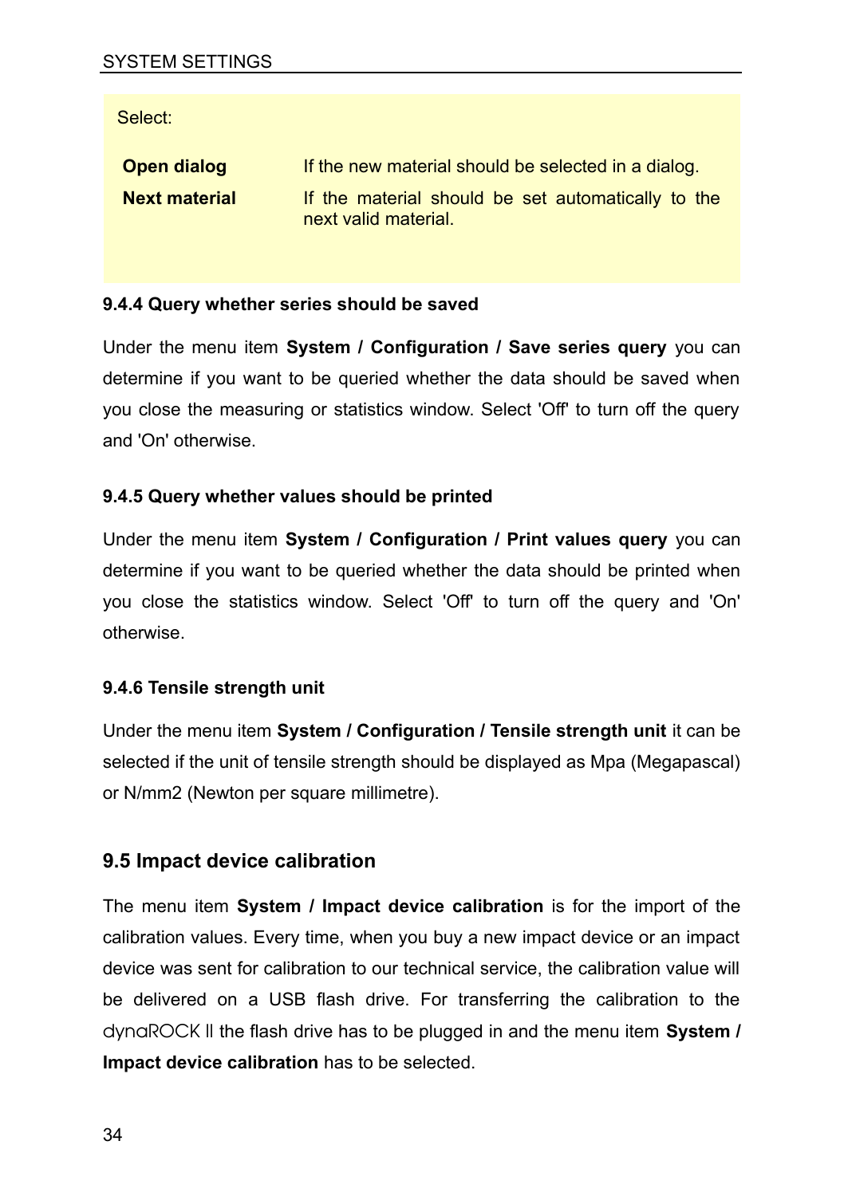Select:

| | |
|---|---|
| **Open dialog** | If the new material should be selected in a dialog. |
| **Next material** | If the material should be set automatically to the next valid material. |

#### 9.4.4 Query whether series should be saved

Under the menu item **System / Configuration / Save series query** you can determine if you want to be queried whether the data should be saved when you close the measuring or statistics window. Select 'Off' to turn off the query and 'On' otherwise.

#### 9.4.5 Query whether values should be printed

Under the menu item **System / Configuration / Print values query** you can determine if you want to be queried whether the data should be printed when you close the statistics window. Select 'Off' to turn off the query and 'On' otherwise.

#### 9.4.6 Tensile strength unit

Under the menu item **System / Configuration / Tensile strength unit** it can be selected if the unit of tensile strength should be displayed as Mpa (Megapascal) or N/mm2 (Newton per square millimetre).

### 9.5 Impact device calibration

The menu item **System / Impact device calibration** is for the import of the calibration values. Every time, when you buy a new impact device or an impact device was sent for calibration to our technical service, the calibration value will be delivered on a USB flash drive. For transferring the calibration to the dynaROCK II the flash drive has to be plugged in and the menu item **System / Impact device calibration** has to be selected.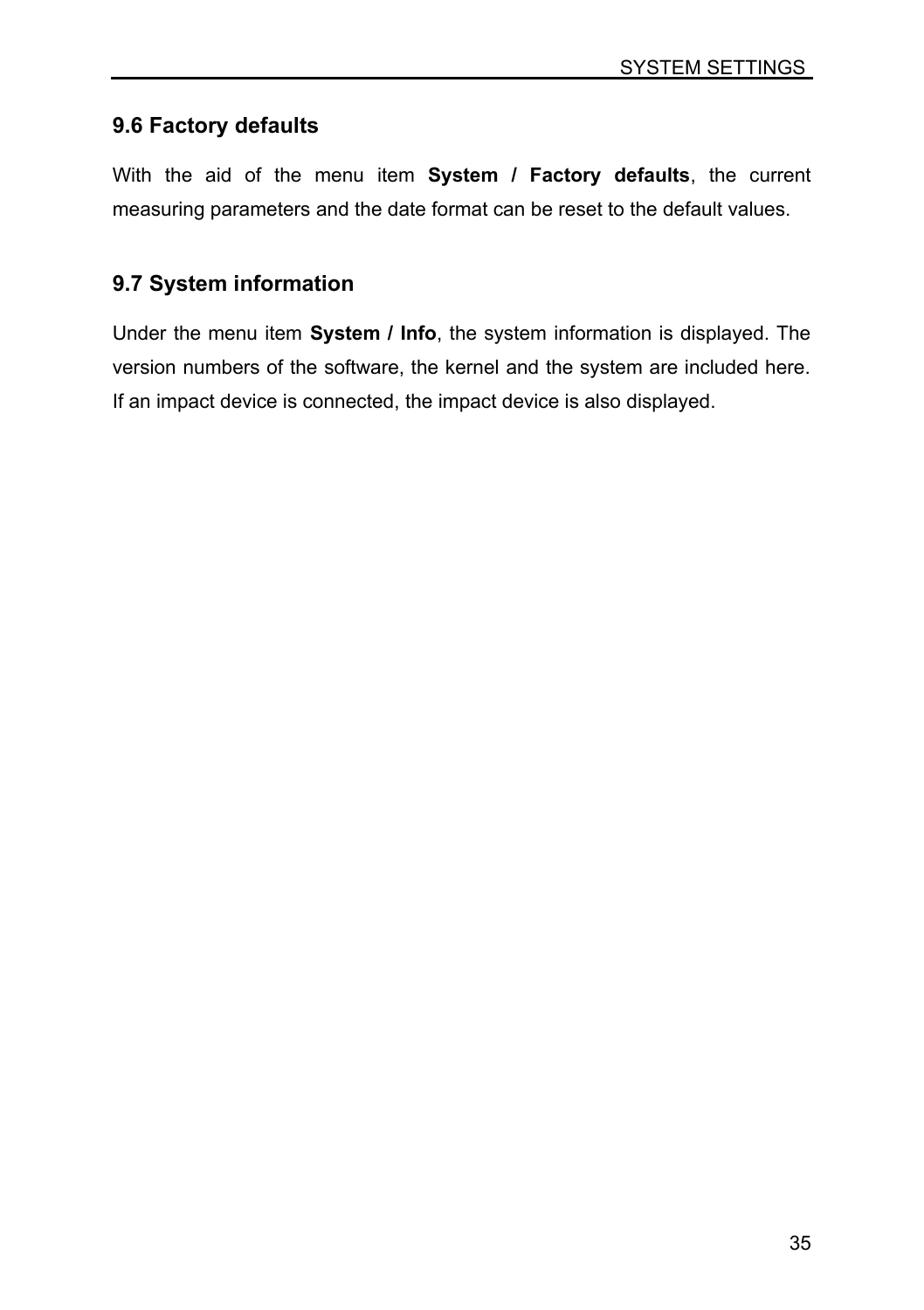## 9.6 Factory defaults

With the aid of the menu item **System / Factory defaults**, the current measuring parameters and the date format can be reset to the default values.

## 9.7 System information

Under the menu item **System / Info**, the system information is displayed. The version numbers of the software, the kernel and the system are included here. If an impact device is connected, the impact device is also displayed.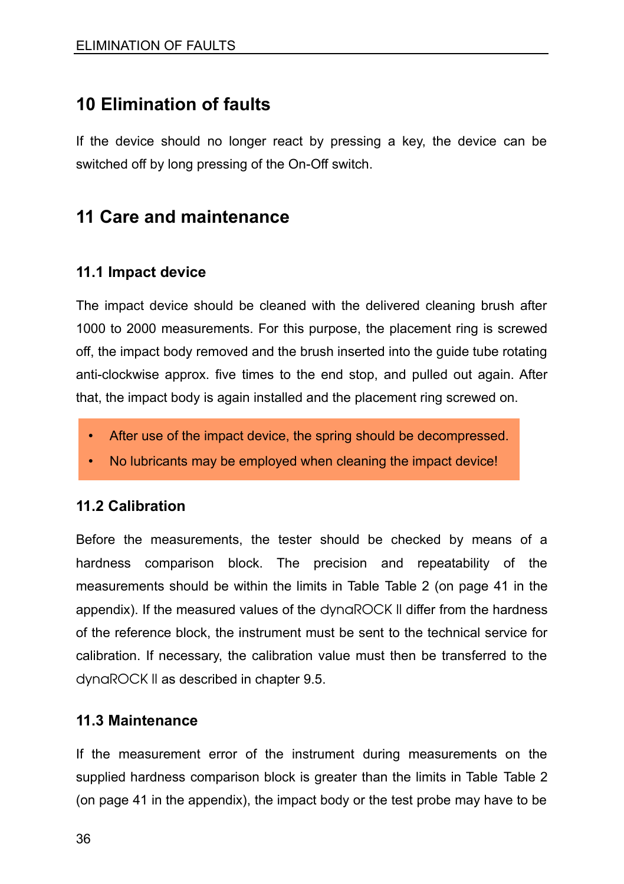# 10 Elimination of faults

If the device should no longer react by pressing a key, the device can be switched off by long pressing of the On-Off switch.

# 11 Care and maintenance

## 11.1 Impact device

The impact device should be cleaned with the delivered cleaning brush after 1000 to 2000 measurements. For this purpose, the placement ring is screwed off, the impact body removed and the brush inserted into the guide tube rotating anti-clockwise approx. five times to the end stop, and pulled out again. After that, the impact body is again installed and the placement ring screwed on.

- After use of the impact device, the spring should be decompressed.
- No lubricants may be employed when cleaning the impact device!

## 11.2 Calibration

Before the measurements, the tester should be checked by means of a hardness comparison block. The precision and repeatability of the measurements should be within the limits in Table Table 2 (on page 41 in the appendix). If the measured values of the dynaROCK II differ from the hardness of the reference block, the instrument must be sent to the technical service for calibration. If necessary, the calibration value must then be transferred to the dynaROCK II as described in chapter 9.5.

## 11.3 Maintenance

If the measurement error of the instrument during measurements on the supplied hardness comparison block is greater than the limits in Table Table 2 (on page 41 in the appendix), the impact body or the test probe may have to be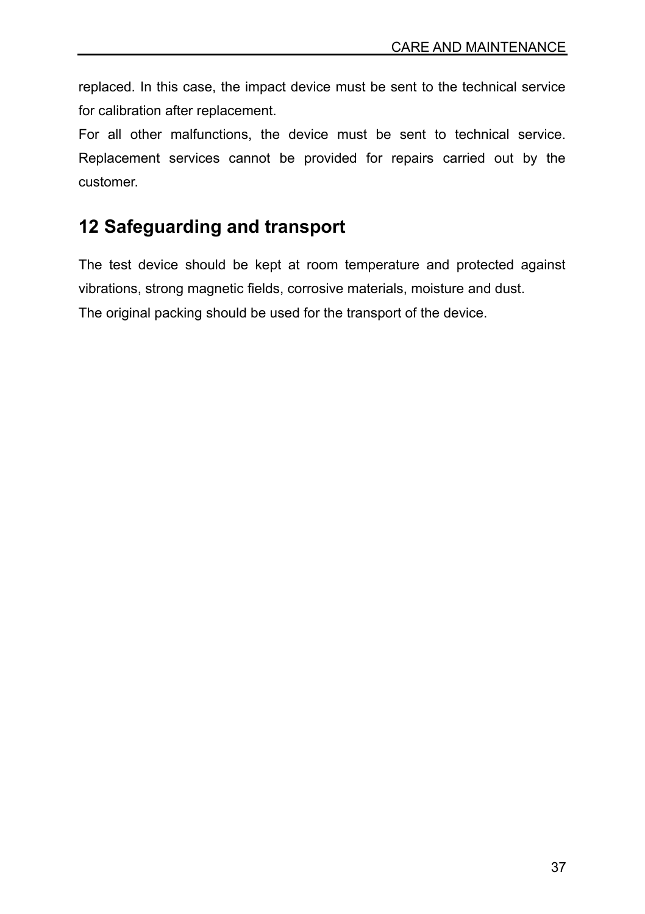replaced. In this case, the impact device must be sent to the technical service for calibration after replacement.

For all other malfunctions, the device must be sent to technical service. Replacement services cannot be provided for repairs carried out by the customer.

## 12 Safeguarding and transport

The test device should be kept at room temperature and protected against vibrations, strong magnetic fields, corrosive materials, moisture and dust.

The original packing should be used for the transport of the device.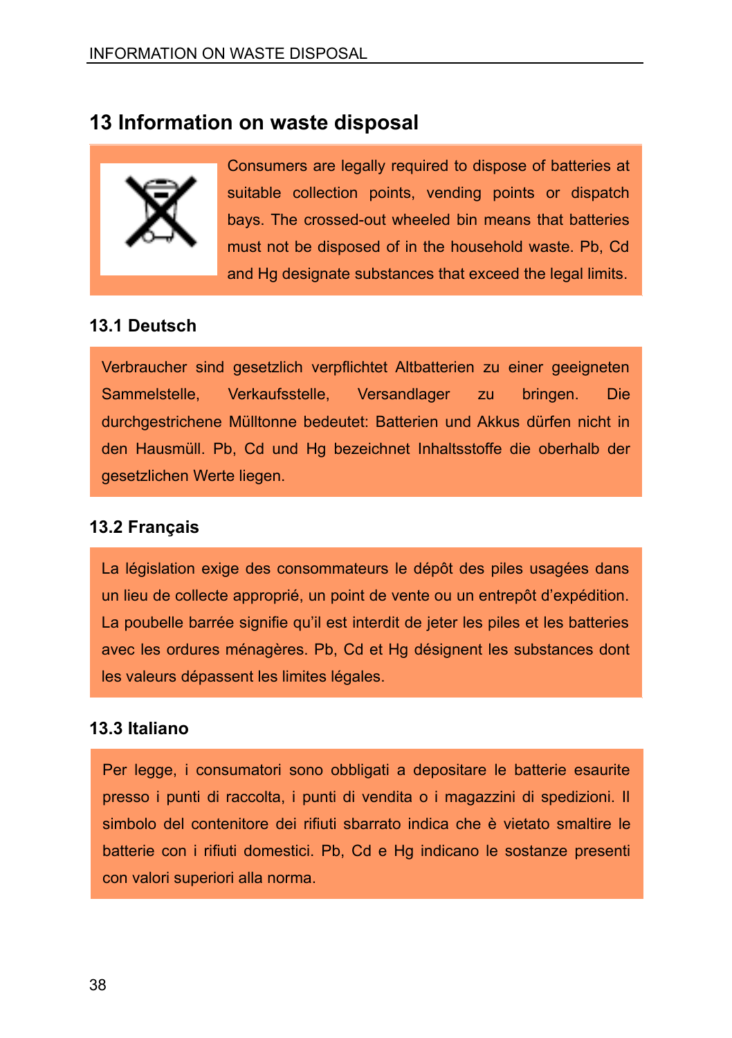# 13 Information on waste disposal

Consumers are legally required to dispose of batteries at suitable collection points, vending points or dispatch bays. The crossed-out wheeled bin means that batteries must not be disposed of in the household waste. Pb, Cd and Hg designate substances that exceed the legal limits.

## 13.1 Deutsch

Verbraucher sind gesetzlich verpflichtet Altbatterien zu einer geeigneten Sammelstelle, Verkaufsstelle, Versandlager zu bringen. Die durchgestrichene Mülltonne bedeutet: Batterien und Akkus dürfen nicht in den Hausmüll. Pb, Cd und Hg bezeichnet Inhaltsstoffe die oberhalb der gesetzlichen Werte liegen.

## 13.2 Français

La législation exige des consommateurs le dépôt des piles usagées dans un lieu de collecte approprié, un point de vente ou un entrepôt d'expédition. La poubelle barrée signifie qu'il est interdit de jeter les piles et les batteries avec les ordures ménagères. Pb, Cd et Hg désignent les substances dont les valeurs dépassent les limites légales.

## 13.3 Italiano

Per legge, i consumatori sono obbligati a depositare le batterie esaurite presso i punti di raccolta, i punti di vendita o i magazzini di spedizioni. Il simbolo del contenitore dei rifiuti sbarrato indica che è vietato smaltire le batterie con i rifiuti domestici. Pb, Cd e Hg indicano le sostanze presenti con valori superiori alla norma.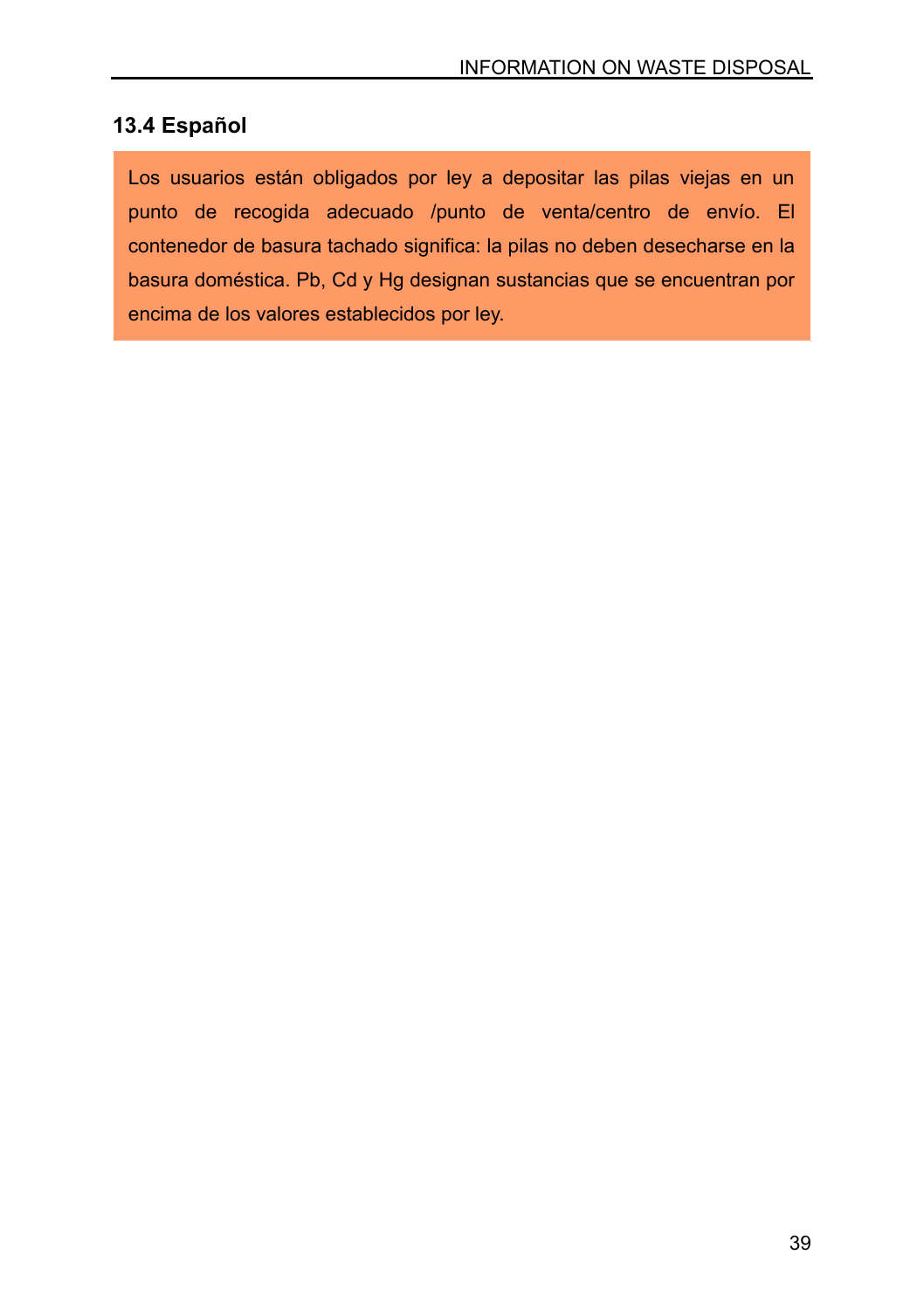## 13.4 Español

Los usuarios están obligados por ley a depositar las pilas viejas en un punto de recogida adecuado /punto de venta/centro de envío. El contenedor de basura tachado significa: la pilas no deben desecharse en la basura doméstica. Pb, Cd y Hg designan sustancias que se encuentran por encima de los valores establecidos por ley.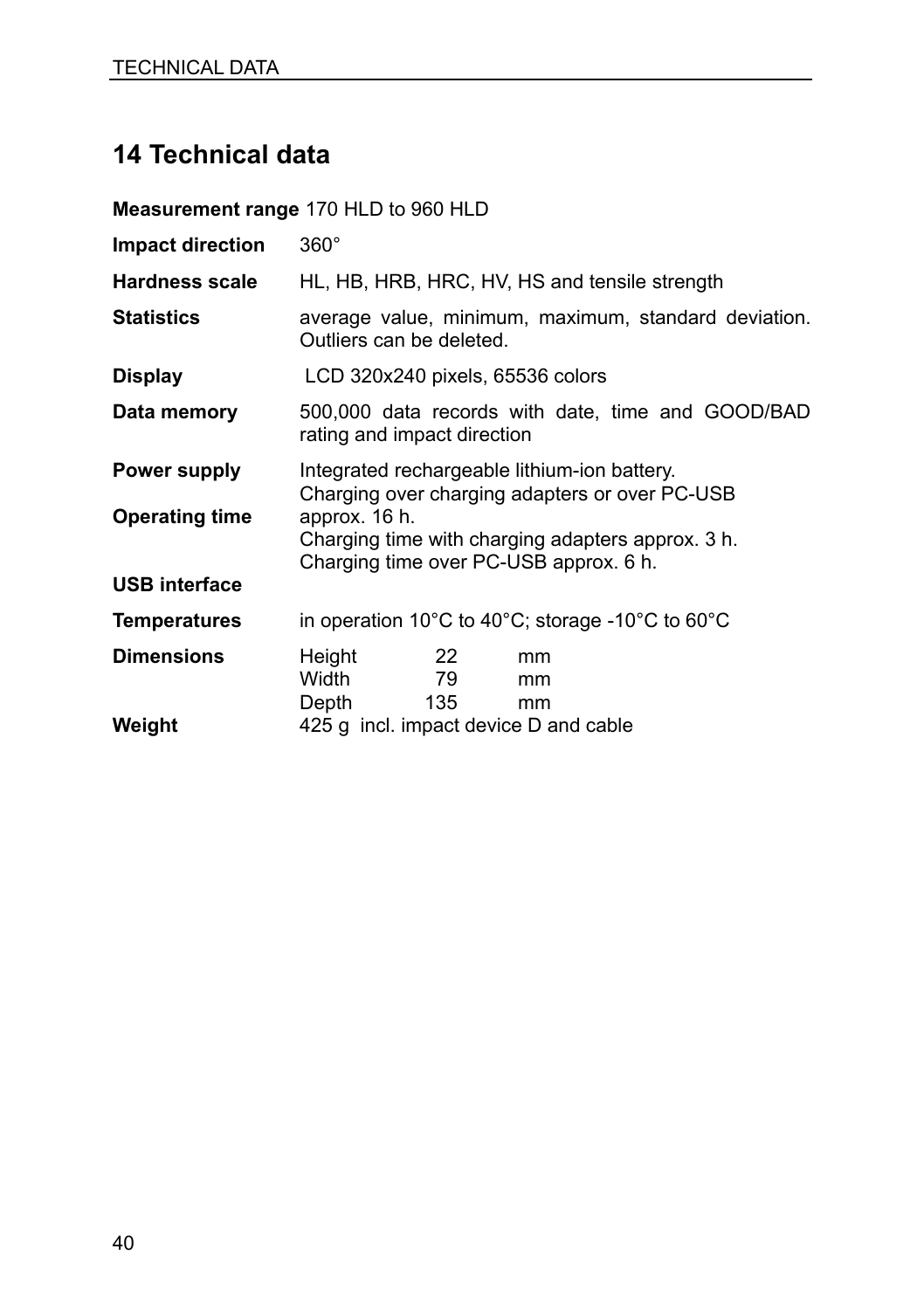## 14 Technical data

| | |
|---|---|
| **Measurement range** | 170 HLD to 960 HLD |
| **Impact direction** | 360° |
| **Hardness scale** | HL, HB, HRB, HRC, HV, HS and tensile strength |
| **Statistics** | average value, minimum, maximum, standard deviation. Outliers can be deleted. |
| **Display** | LCD 320x240 pixels, 65536 colors |
| **Data memory** | 500,000 data records with date, time and GOOD/BAD rating and impact direction |
| **Power supply** | Integrated rechargeable lithium-ion battery. Charging over charging adapters or over PC-USB |
| **Operating time** | approx. 16 h. Charging time with charging adapters approx. 3 h. Charging time over PC-USB approx. 6 h. |
| **USB interface** | |
| **Temperatures** | in operation 10°C to 40°C; storage -10°C to 60°C |
| **Dimensions** | Height 22 mm, Width 79 mm, Depth 135 mm |
| **Weight** | 425 g incl. impact device D and cable |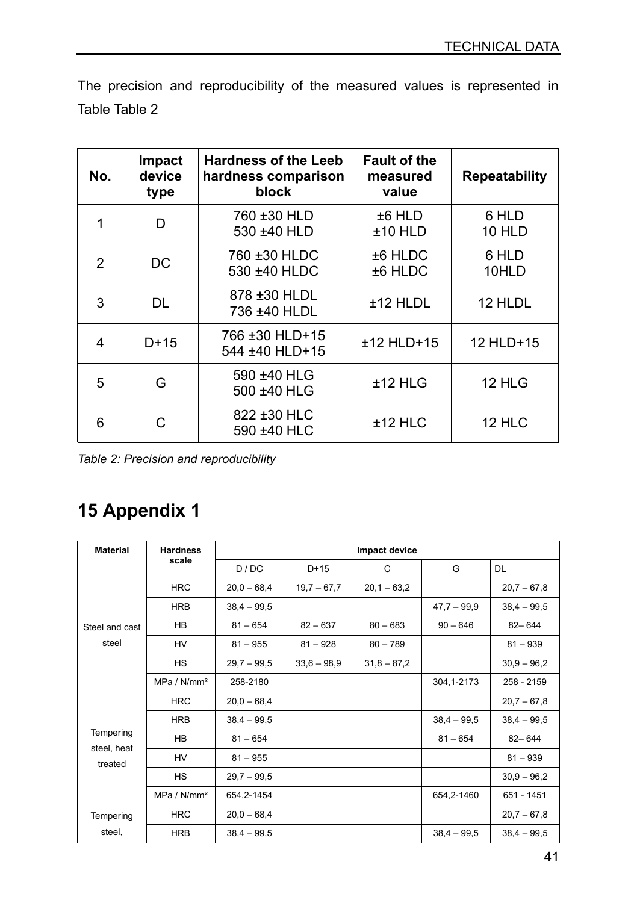The precision and reproducibility of the measured values is represented in Table Table 2

| No. | Impact device type | Hardness of the Leeb hardness comparison block | Fault of the measured value | Repeatability |
|---|---|---|---|---|
| 1 | D | 760 ±30 HLD<br>530 ±40 HLD | ±6 HLD<br>±10 HLD | 6 HLD<br>10 HLD |
| 2 | DC | 760 ±30 HLDC<br>530 ±40 HLDC | ±6 HLDC<br>±6 HLDC | 6 HLD<br>10HLD |
| 3 | DL | 878 ±30 HLDL<br>736 ±40 HLDL | ±12 HLDL | 12 HLDL |
| 4 | D+15 | 766 ±30 HLD+15<br>544 ±40 HLD+15 | ±12 HLD+15 | 12 HLD+15 |
| 5 | G | 590 ±40 HLG<br>500 ±40 HLG | ±12 HLG | 12 HLG |
| 6 | C | 822 ±30 HLC<br>590 ±40 HLC | ±12 HLC | 12 HLC |

*Table 2: Precision and reproducibility*

# 15 Appendix 1

| Material | Hardness scale | Impact device | | | | |
|---|---|---|---|---|---|---|
| | | D / DC | D+15 | C | G | DL |
| Steel and cast steel | HRC | 20,0 – 68,4 | 19,7 – 67,7 | 20,1 – 63,2 | | 20,7 – 67,8 |
| | HRB | 38,4 – 99,5 | | | 47,7 – 99,9 | 38,4 – 99,5 |
| | HB | 81 – 654 | 82 – 637 | 80 – 683 | 90 – 646 | 82– 644 |
| | HV | 81 – 955 | 81 – 928 | 80 – 789 | | 81 – 939 |
| | HS | 29,7 – 99,5 | 33,6 – 98,9 | 31,8 – 87,2 | | 30,9 – 96,2 |
| | MPa / N/mm² | 258-2180 | | | 304,1-2173 | 258 - 2159 |
| Tempering steel, heat treated | HRC | 20,0 – 68,4 | | | | 20,7 – 67,8 |
| | HRB | 38,4 – 99,5 | | | 38,4 – 99,5 | 38,4 – 99,5 |
| | HB | 81 – 654 | | | 81 – 654 | 82– 644 |
| | HV | 81 – 955 | | | | 81 – 939 |
| | HS | 29,7 – 99,5 | | | | 30,9 – 96,2 |
| | MPa / N/mm² | 654,2-1454 | | | 654,2-1460 | 651 - 1451 |
| Tempering steel, | HRC | 20,0 – 68,4 | | | | 20,7 – 67,8 |
| | HRB | 38,4 – 99,5 | | | 38,4 – 99,5 | 38,4 – 99,5 |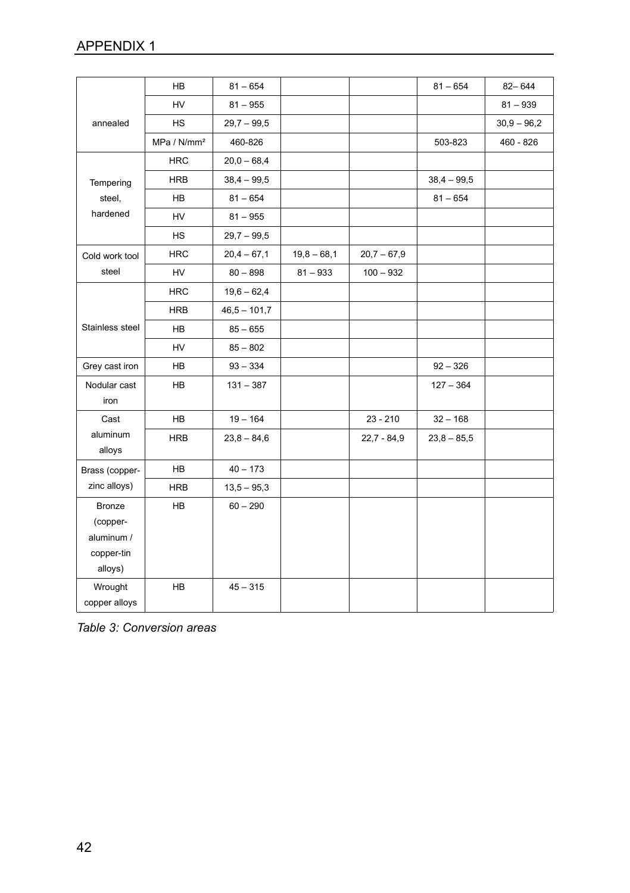## APPENDIX 1

| | | | | | | |
|---|---|---|---|---|---|---|
| annealed | HB | 81 – 654 | | | 81 – 654 | 82– 644 |
| | HV | 81 – 955 | | | | 81 – 939 |
| | HS | 29,7 – 99,5 | | | | 30,9 – 96,2 |
| | MPa / N/mm² | 460-826 | | | 503-823 | 460 - 826 |
| Tempering steel, hardened | HRC | 20,0 – 68,4 | | | | |
| | HRB | 38,4 – 99,5 | | | 38,4 – 99,5 | |
| | HB | 81 – 654 | | | 81 – 654 | |
| | HV | 81 – 955 | | | | |
| | HS | 29,7 – 99,5 | | | | |
| Cold work tool steel | HRC | 20,4 – 67,1 | 19,8 – 68,1 | 20,7 – 67,9 | | |
| | HV | 80 – 898 | 81 – 933 | 100 – 932 | | |
| Stainless steel | HRC | 19,6 – 62,4 | | | | |
| | HRB | 46,5 – 101,7 | | | | |
| | HB | 85 – 655 | | | | |
| | HV | 85 – 802 | | | | |
| Grey cast iron | HB | 93 – 334 | | | 92 – 326 | |
| Nodular cast iron | HB | 131 – 387 | | | 127 – 364 | |
| Cast aluminum alloys | HB | 19 – 164 | | 23 - 210 | 32 – 168 | |
| | HRB | 23,8 – 84,6 | | 22,7 - 84,9 | 23,8 – 85,5 | |
| Brass (copper-zinc alloys) | HB | 40 – 173 | | | | |
| | HRB | 13,5 – 95,3 | | | | |
| Bronze (copper-aluminum / copper-tin alloys) | HB | 60 – 290 | | | | |
| Wrought copper alloys | HB | 45 – 315 | | | | |

*Table 3: Conversion areas*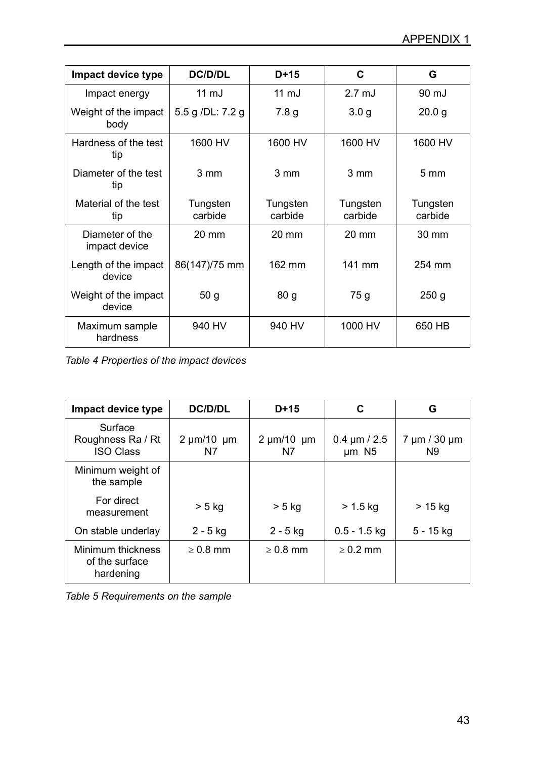| Impact device type | DC/D/DL | D+15 | C | G |
|---|---|---|---|---|
| Impact energy | 11 mJ | 11 mJ | 2.7 mJ | 90 mJ |
| Weight of the impact body | 5.5 g /DL: 7.2 g | 7.8 g | 3.0 g | 20.0 g |
| Hardness of the test tip | 1600 HV | 1600 HV | 1600 HV | 1600 HV |
| Diameter of the test tip | 3 mm | 3 mm | 3 mm | 5 mm |
| Material of the test tip | Tungsten carbide | Tungsten carbide | Tungsten carbide | Tungsten carbide |
| Diameter of the impact device | 20 mm | 20 mm | 20 mm | 30 mm |
| Length of the impact device | 86(147)/75 mm | 162 mm | 141 mm | 254 mm |
| Weight of the impact device | 50 g | 80 g | 75 g | 250 g |
| Maximum sample hardness | 940 HV | 940 HV | 1000 HV | 650 HB |

*Table 4 Properties of the impact devices*

| Impact device type | DC/D/DL | D+15 | C | G |
|---|---|---|---|---|
| Surface Roughness Ra / Rt ISO Class | 2 µm/10 µm N7 | 2 µm/10 µm N7 | 0.4 µm / 2.5 µm N5 | 7 µm / 30 µm N9 |
| Minimum weight of the sample | | | | |
| For direct measurement | > 5 kg | > 5 kg | > 1.5 kg | > 15 kg |
| On stable underlay | 2 - 5 kg | 2 - 5 kg | 0.5 - 1.5 kg | 5 - 15 kg |
| Minimum thickness of the surface hardening | ≥ 0.8 mm | ≥ 0.8 mm | ≥ 0.2 mm | |

*Table 5 Requirements on the sample*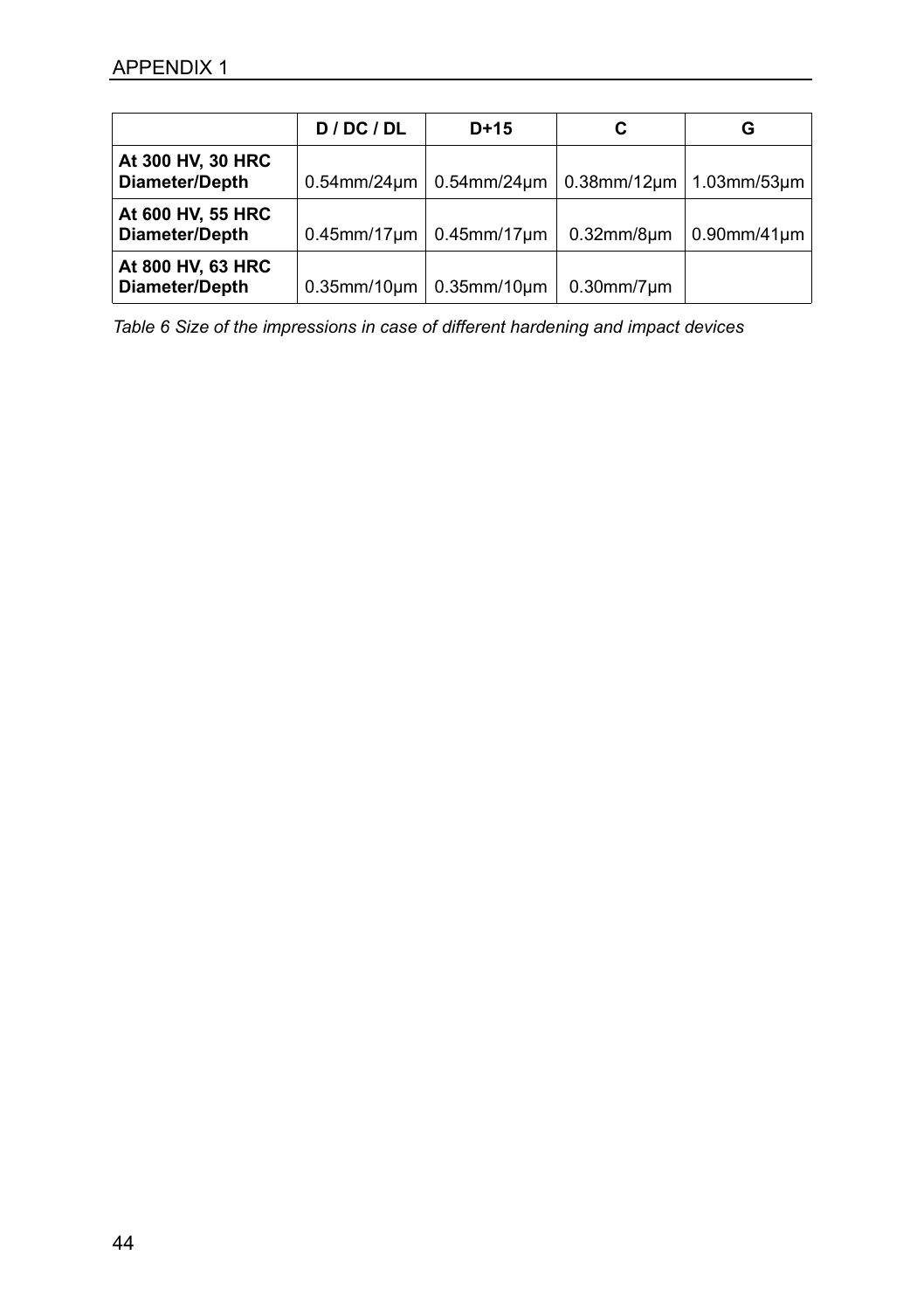|  | D / DC / DL | D+15 | C | G |
|---|---|---|---|---|
| **At 300 HV, 30 HRC Diameter/Depth** | 0.54mm/24µm | 0.54mm/24µm | 0.38mm/12µm | 1.03mm/53µm |
| **At 600 HV, 55 HRC Diameter/Depth** | 0.45mm/17µm | 0.45mm/17µm | 0.32mm/8µm | 0.90mm/41µm |
| **At 800 HV, 63 HRC Diameter/Depth** | 0.35mm/10µm | 0.35mm/10µm | 0.30mm/7µm |  |

*Table 6 Size of the impressions in case of different hardening and impact devices*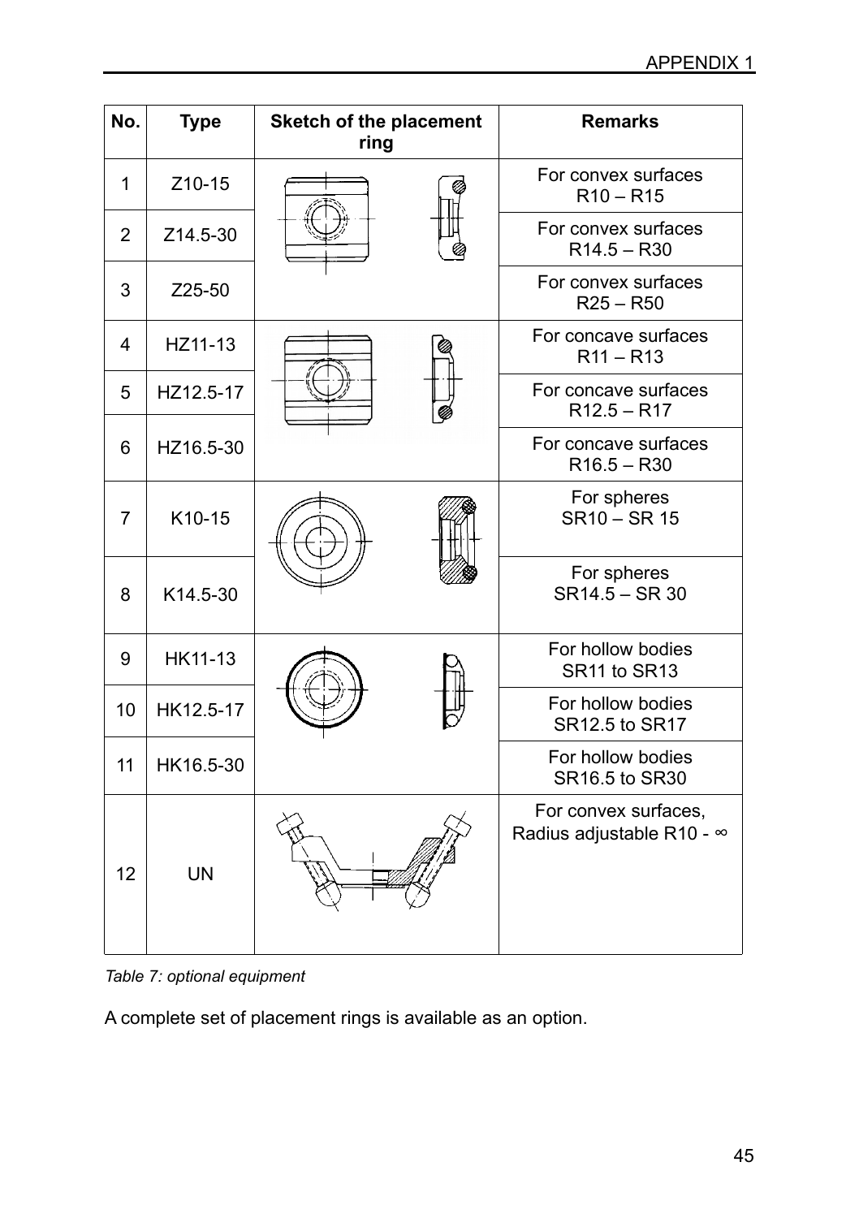| No. | Type | Sketch of the placement ring | Remarks |
|---|---|---|---|
| 1 | Z10-15 | | For convex surfaces R10 – R15 |
| 2 | Z14.5-30 | | For convex surfaces R14.5 – R30 |
| 3 | Z25-50 | | For convex surfaces R25 – R50 |
| 4 | HZ11-13 | | For concave surfaces R11 – R13 |
| 5 | HZ12.5-17 | | For concave surfaces R12.5 – R17 |
| 6 | HZ16.5-30 | | For concave surfaces R16.5 – R30 |
| 7 | K10-15 | | For spheres SR10 – SR 15 |
| 8 | K14.5-30 | | For spheres SR14.5 – SR 30 |
| 9 | HK11-13 | | For hollow bodies SR11 to SR13 |
| 10 | HK12.5-17 | | For hollow bodies SR12.5 to SR17 |
| 11 | HK16.5-30 | | For hollow bodies SR16.5 to SR30 |
| 12 | UN | | For convex surfaces, Radius adjustable R10 - ∞ |

*Table 7: optional equipment*

A complete set of placement rings is available as an option.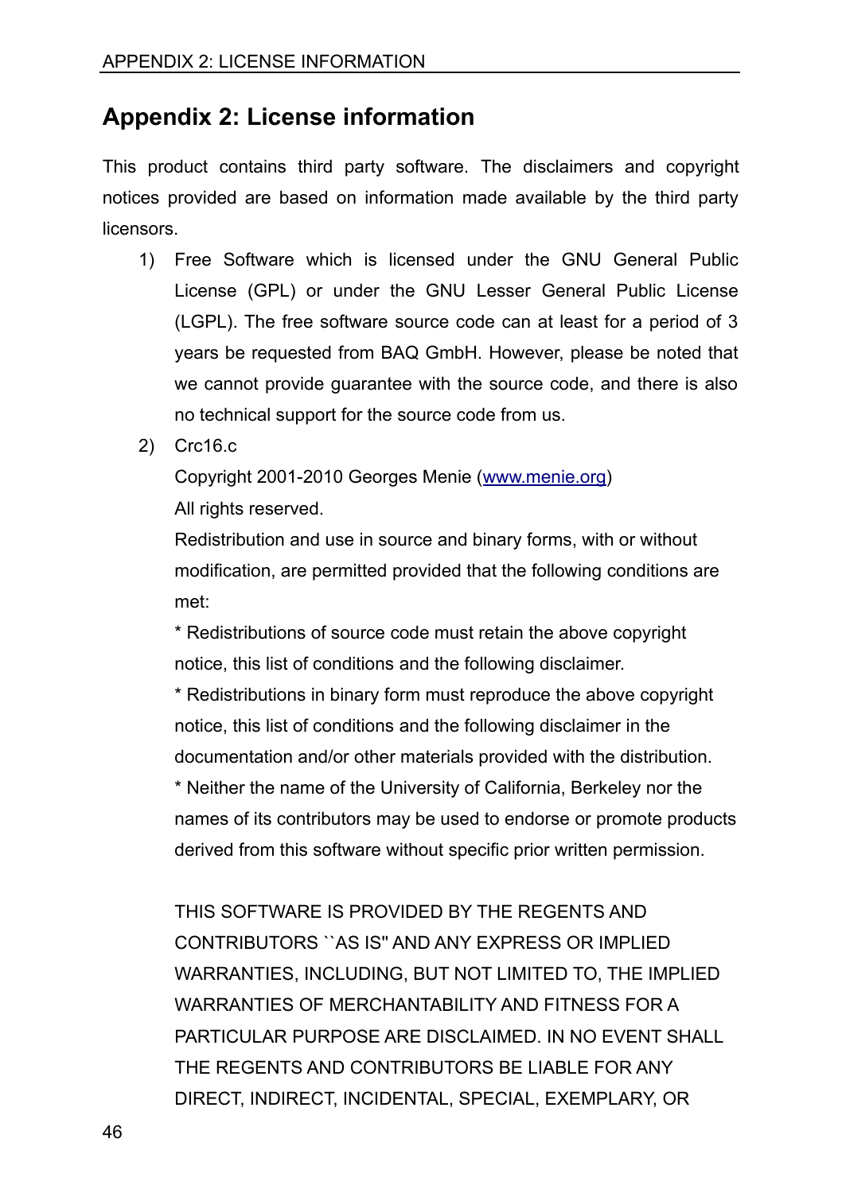# Appendix 2: License information

This product contains third party software. The disclaimers and copyright notices provided are based on information made available by the third party licensors.

1) Free Software which is licensed under the GNU General Public License (GPL) or under the GNU Lesser General Public License (LGPL). The free software source code can at least for a period of 3 years be requested from BAQ GmbH. However, please be noted that we cannot provide guarantee with the source code, and there is also no technical support for the source code from us.

2) Crc16.c

   Copyright 2001-2010 Georges Menie (www.menie.org)
   All rights reserved.
   Redistribution and use in source and binary forms, with or without modification, are permitted provided that the following conditions are met:
   * Redistributions of source code must retain the above copyright notice, this list of conditions and the following disclaimer.
   * Redistributions in binary form must reproduce the above copyright notice, this list of conditions and the following disclaimer in the documentation and/or other materials provided with the distribution.
   * Neither the name of the University of California, Berkeley nor the names of its contributors may be used to endorse or promote products derived from this software without specific prior written permission.

   THIS SOFTWARE IS PROVIDED BY THE REGENTS AND CONTRIBUTORS ``AS IS'' AND ANY EXPRESS OR IMPLIED WARRANTIES, INCLUDING, BUT NOT LIMITED TO, THE IMPLIED WARRANTIES OF MERCHANTABILITY AND FITNESS FOR A PARTICULAR PURPOSE ARE DISCLAIMED. IN NO EVENT SHALL THE REGENTS AND CONTRIBUTORS BE LIABLE FOR ANY DIRECT, INDIRECT, INCIDENTAL, SPECIAL, EXEMPLARY, OR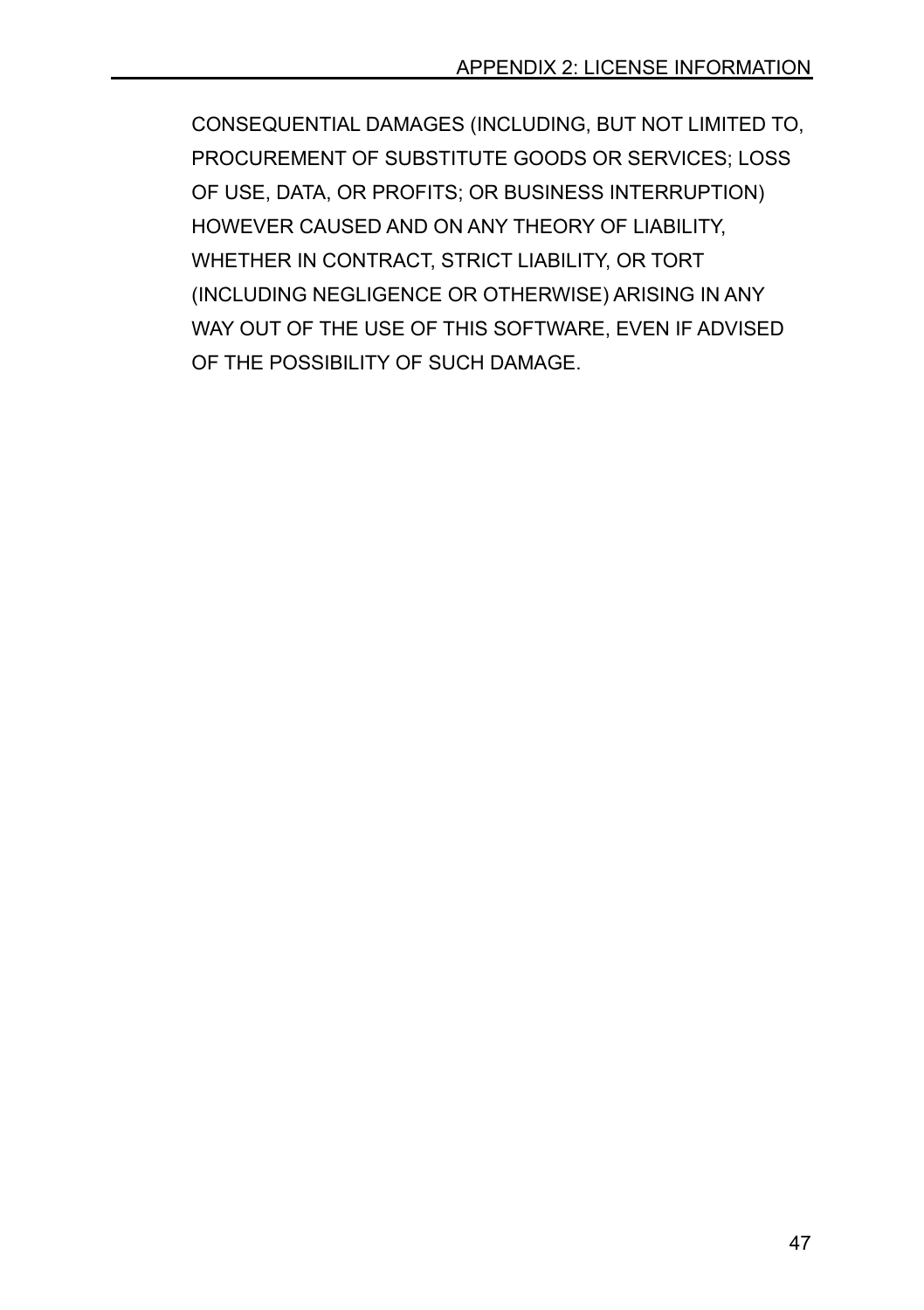CONSEQUENTIAL DAMAGES (INCLUDING, BUT NOT LIMITED TO, PROCUREMENT OF SUBSTITUTE GOODS OR SERVICES; LOSS OF USE, DATA, OR PROFITS; OR BUSINESS INTERRUPTION) HOWEVER CAUSED AND ON ANY THEORY OF LIABILITY, WHETHER IN CONTRACT, STRICT LIABILITY, OR TORT (INCLUDING NEGLIGENCE OR OTHERWISE) ARISING IN ANY WAY OUT OF THE USE OF THIS SOFTWARE, EVEN IF ADVISED OF THE POSSIBILITY OF SUCH DAMAGE.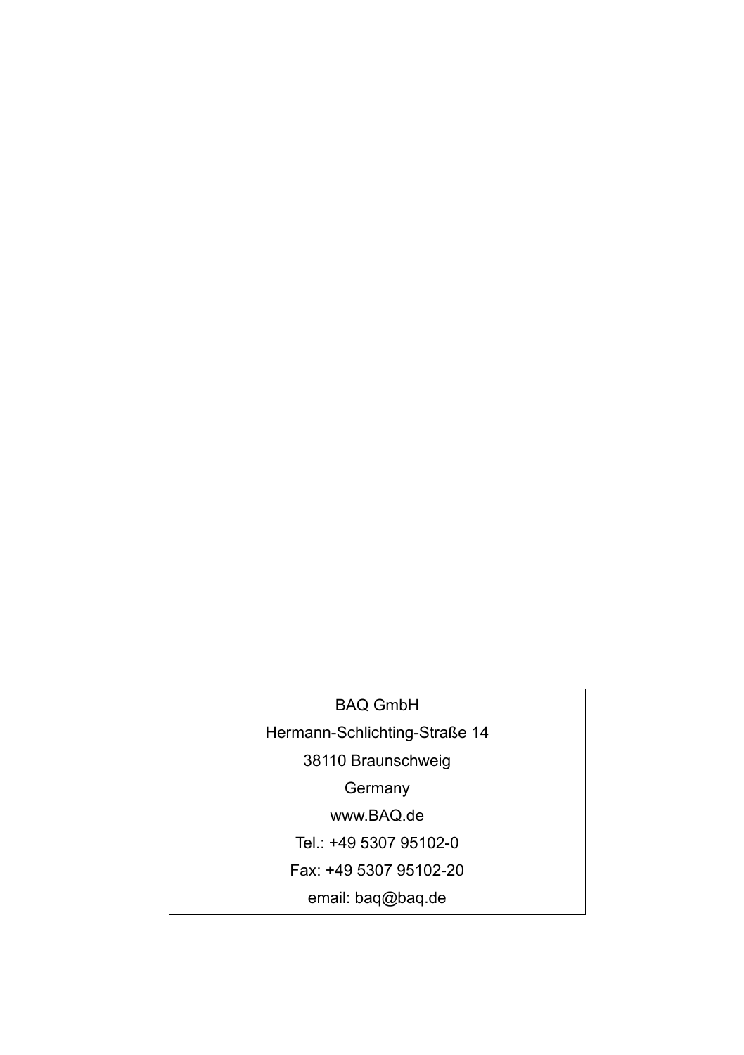BAQ GmbH

Hermann-Schlichting-Straße 14

38110 Braunschweig

Germany

www.BAQ.de

Tel.: +49 5307 95102-0

Fax: +49 5307 95102-20

email: baq@baq.de